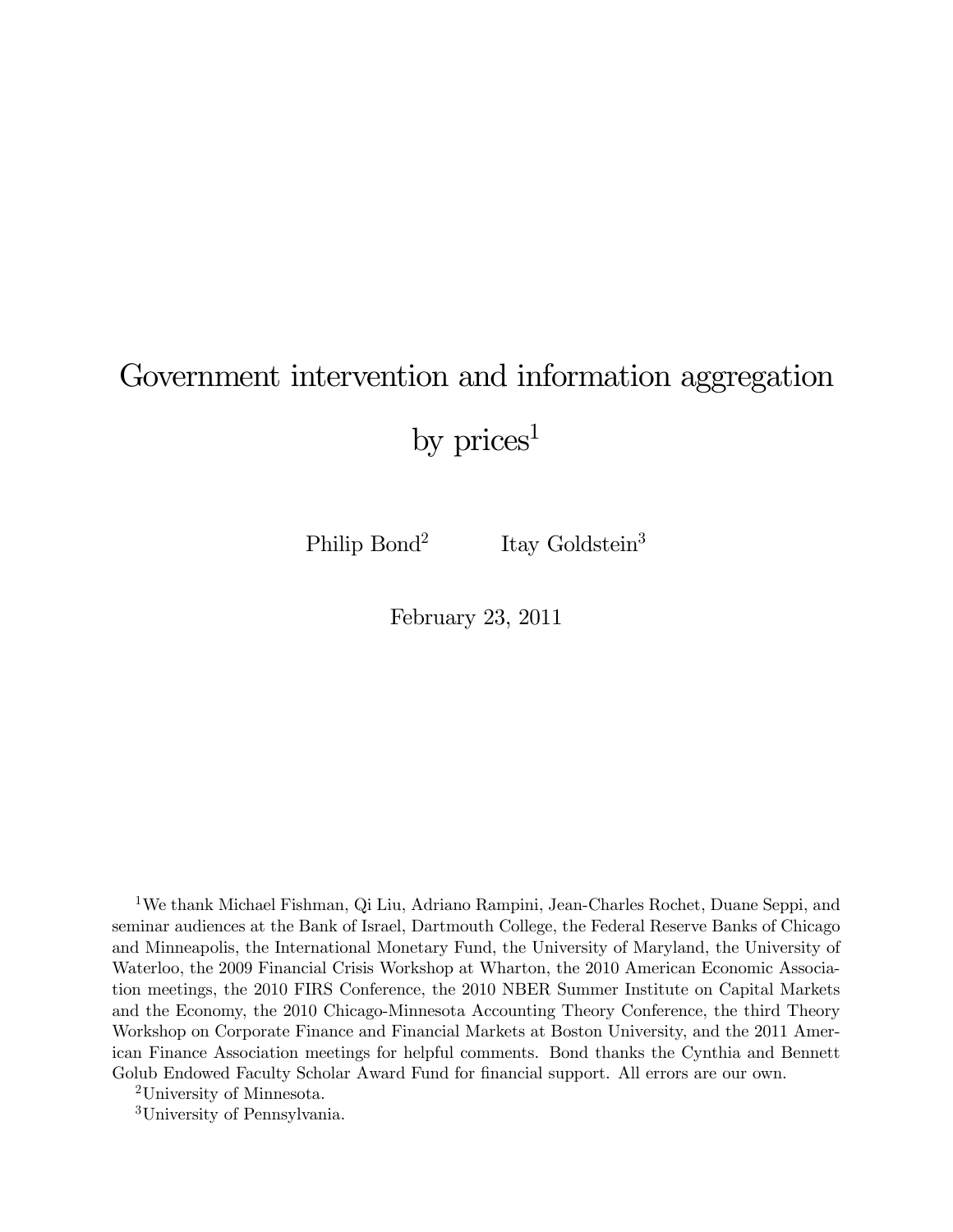# Government intervention and information aggregation by prices[1]

Philip Bond[2] Itay Goldstein[3]

February 23, 2011

[1] We thank Michael Fishman, Qi Liu, Adriano Rampini, Jean-Charles Rochet, Duane Seppi, and seminar audiences at the Bank of Israel, Dartmouth College, the Federal Reserve Banks of Chicago and Minneapolis, the International Monetary Fund, the University of Maryland, the University of Waterloo, the 2009 Financial Crisis Workshop at Wharton, the 2010 American Economic Association meetings, the 2010 FIRS Conference, the 2010 NBER Summer Institute on Capital Markets and the Economy, the 2010 Chicago-Minnesota Accounting Theory Conference, the third Theory Workshop on Corporate Finance and Financial Markets at Boston University, and the 2011 American Finance Association meetings for helpful comments. Bond thanks the Cynthia and Bennett Golub Endowed Faculty Scholar Award Fund for financial support. All errors are our own.

[2] University of Minnesota.

[3] University of Pennsylvania.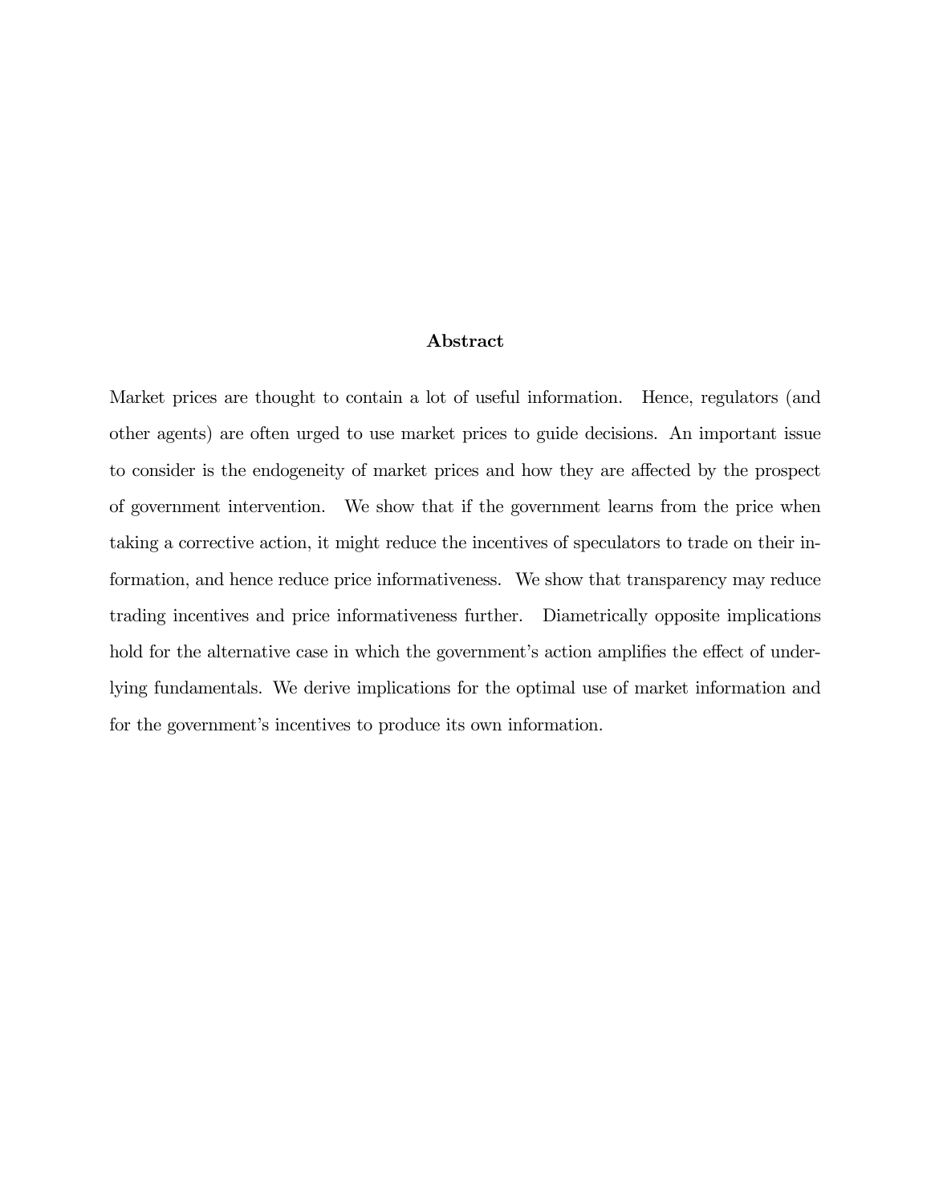## Abstract

Market prices are thought to contain a lot of useful information. Hence, regulators (and other agents) are often urged to use market prices to guide decisions. An important issue to consider is the endogeneity of market prices and how they are affected by the prospect of government intervention. We show that if the government learns from the price when taking a corrective action, it might reduce the incentives of speculators to trade on their information, and hence reduce price informativeness. We show that transparency may reduce trading incentives and price informativeness further. Diametrically opposite implications hold for the alternative case in which the government's action amplifies the effect of underlying fundamentals. We derive implications for the optimal use of market information and for the government's incentives to produce its own information.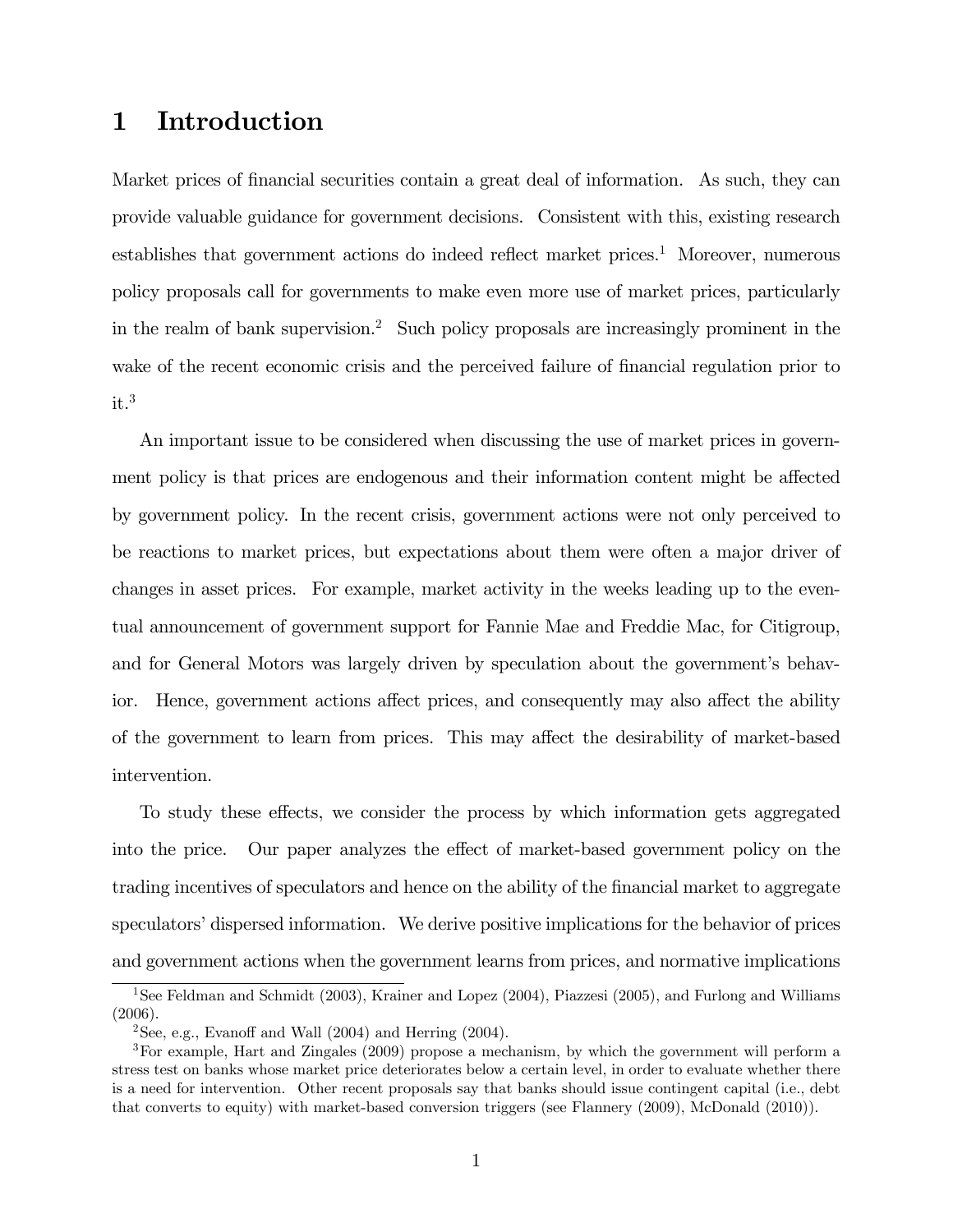# 1 Introduction

Market prices of financial securities contain a great deal of information. As such, they can provide valuable guidance for government decisions. Consistent with this, existing research establishes that government actions do indeed reflect market prices.[1] Moreover, numerous policy proposals call for governments to make even more use of market prices, particularly in the realm of bank supervision.[2] Such policy proposals are increasingly prominent in the wake of the recent economic crisis and the perceived failure of financial regulation prior to it.[3]

An important issue to be considered when discussing the use of market prices in government policy is that prices are endogenous and their information content might be affected by government policy. In the recent crisis, government actions were not only perceived to be reactions to market prices, but expectations about them were often a major driver of changes in asset prices. For example, market activity in the weeks leading up to the eventual announcement of government support for Fannie Mae and Freddie Mac, for Citigroup, and for General Motors was largely driven by speculation about the government's behavior. Hence, government actions affect prices, and consequently may also affect the ability of the government to learn from prices. This may affect the desirability of market-based intervention.

To study these effects, we consider the process by which information gets aggregated into the price. Our paper analyzes the effect of market-based government policy on the trading incentives of speculators and hence on the ability of the financial market to aggregate speculators' dispersed information. We derive positive implications for the behavior of prices and government actions when the government learns from prices, and normative implications

[1] See Feldman and Schmidt (2003), Krainer and Lopez (2004), Piazzesi (2005), and Furlong and Williams (2006).

[2] See, e.g., Evanoff and Wall (2004) and Herring (2004).

[3] For example, Hart and Zingales (2009) propose a mechanism, by which the government will perform a stress test on banks whose market price deteriorates below a certain level, in order to evaluate whether there is a need for intervention. Other recent proposals say that banks should issue contingent capital (i.e., debt that converts to equity) with market-based conversion triggers (see Flannery (2009), McDonald (2010)).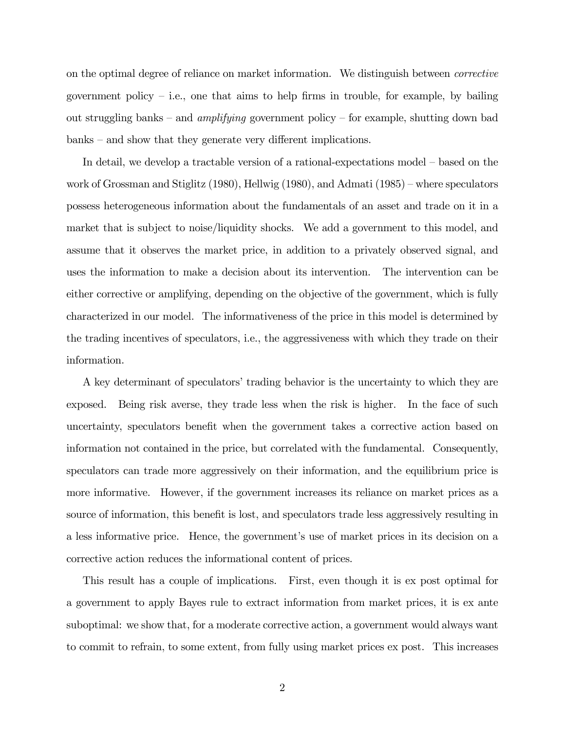on the optimal degree of reliance on market information. We distinguish between *corrective* government policy – i.e., one that aims to help firms in trouble, for example, by bailing out struggling banks – and *amplifying* government policy – for example, shutting down bad banks – and show that they generate very different implications.

In detail, we develop a tractable version of a rational-expectations model – based on the work of Grossman and Stiglitz (1980), Hellwig (1980), and Admati (1985) – where speculators possess heterogeneous information about the fundamentals of an asset and trade on it in a market that is subject to noise/liquidity shocks. We add a government to this model, and assume that it observes the market price, in addition to a privately observed signal, and uses the information to make a decision about its intervention. The intervention can be either corrective or amplifying, depending on the objective of the government, which is fully characterized in our model. The informativeness of the price in this model is determined by the trading incentives of speculators, i.e., the aggressiveness with which they trade on their information.

A key determinant of speculators' trading behavior is the uncertainty to which they are exposed. Being risk averse, they trade less when the risk is higher. In the face of such uncertainty, speculators benefit when the government takes a corrective action based on information not contained in the price, but correlated with the fundamental. Consequently, speculators can trade more aggressively on their information, and the equilibrium price is more informative. However, if the government increases its reliance on market prices as a source of information, this benefit is lost, and speculators trade less aggressively resulting in a less informative price. Hence, the government's use of market prices in its decision on a corrective action reduces the informational content of prices.

This result has a couple of implications. First, even though it is ex post optimal for a government to apply Bayes rule to extract information from market prices, it is ex ante suboptimal: we show that, for a moderate corrective action, a government would always want to commit to refrain, to some extent, from fully using market prices ex post. This increases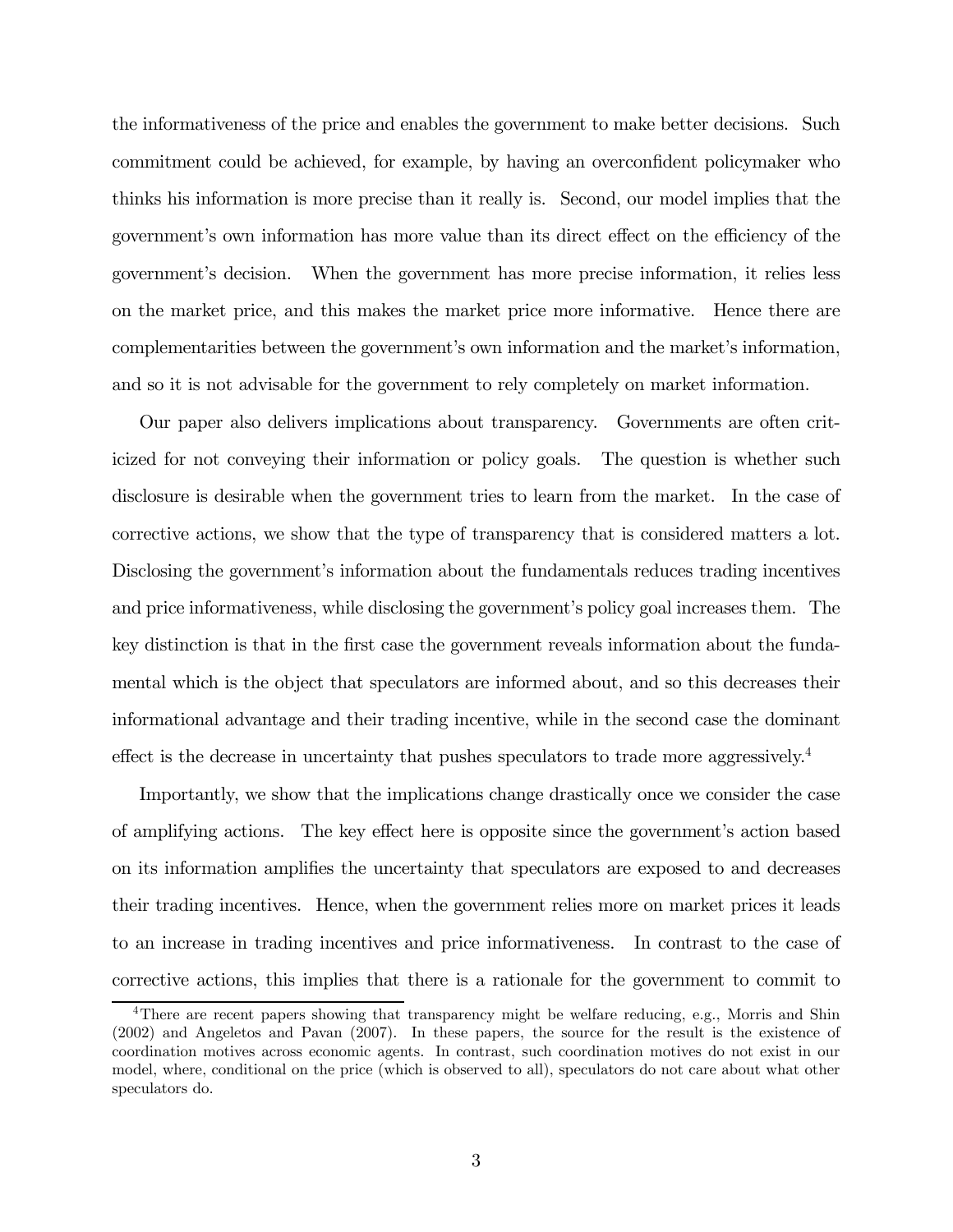the informativeness of the price and enables the government to make better decisions. Such commitment could be achieved, for example, by having an overconfident policymaker who thinks his information is more precise than it really is. Second, our model implies that the government's own information has more value than its direct effect on the efficiency of the government's decision. When the government has more precise information, it relies less on the market price, and this makes the market price more informative. Hence there are complementarities between the government's own information and the market's information, and so it is not advisable for the government to rely completely on market information.

Our paper also delivers implications about transparency. Governments are often criticized for not conveying their information or policy goals. The question is whether such disclosure is desirable when the government tries to learn from the market. In the case of corrective actions, we show that the type of transparency that is considered matters a lot. Disclosing the government's information about the fundamentals reduces trading incentives and price informativeness, while disclosing the government's policy goal increases them. The key distinction is that in the first case the government reveals information about the fundamental which is the object that speculators are informed about, and so this decreases their informational advantage and their trading incentive, while in the second case the dominant effect is the decrease in uncertainty that pushes speculators to trade more aggressively.[4]

Importantly, we show that the implications change drastically once we consider the case of amplifying actions. The key effect here is opposite since the government's action based on its information amplifies the uncertainty that speculators are exposed to and decreases their trading incentives. Hence, when the government relies more on market prices it leads to an increase in trading incentives and price informativeness. In contrast to the case of corrective actions, this implies that there is a rationale for the government to commit to

[4] There are recent papers showing that transparency might be welfare reducing, e.g., Morris and Shin (2002) and Angeletos and Pavan (2007). In these papers, the source for the result is the existence of coordination motives across economic agents. In contrast, such coordination motives do not exist in our model, where, conditional on the price (which is observed to all), speculators do not care about what other speculators do.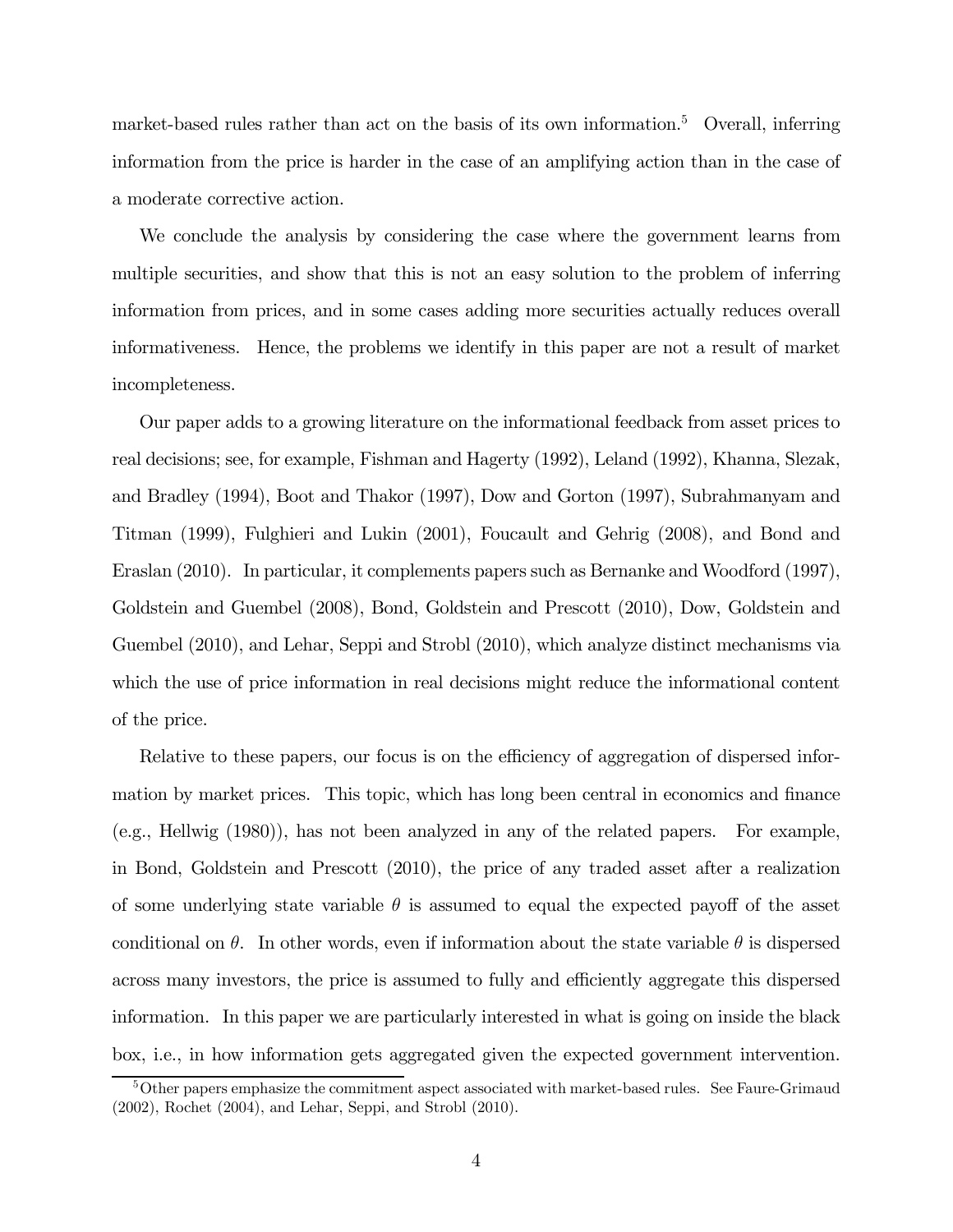market-based rules rather than act on the basis of its own information.[5] Overall, inferring information from the price is harder in the case of an amplifying action than in the case of a moderate corrective action.

We conclude the analysis by considering the case where the government learns from multiple securities, and show that this is not an easy solution to the problem of inferring information from prices, and in some cases adding more securities actually reduces overall informativeness. Hence, the problems we identify in this paper are not a result of market incompleteness.

Our paper adds to a growing literature on the informational feedback from asset prices to real decisions; see, for example, Fishman and Hagerty (1992), Leland (1992), Khanna, Slezak, and Bradley (1994), Boot and Thakor (1997), Dow and Gorton (1997), Subrahmanyam and Titman (1999), Fulghieri and Lukin (2001), Foucault and Gehrig (2008), and Bond and Eraslan (2010). In particular, it complements papers such as Bernanke and Woodford (1997), Goldstein and Guembel (2008), Bond, Goldstein and Prescott (2010), Dow, Goldstein and Guembel (2010), and Lehar, Seppi and Strobl (2010), which analyze distinct mechanisms via which the use of price information in real decisions might reduce the informational content of the price.

Relative to these papers, our focus is on the efficiency of aggregation of dispersed information by market prices. This topic, which has long been central in economics and finance (e.g., Hellwig (1980)), has not been analyzed in any of the related papers. For example, in Bond, Goldstein and Prescott (2010), the price of any traded asset after a realization of some underlying state variable $\theta$ is assumed to equal the expected payoff of the asset conditional on $\theta$. In other words, even if information about the state variable $\theta$ is dispersed across many investors, the price is assumed to fully and efficiently aggregate this dispersed information. In this paper we are particularly interested in what is going on inside the black box, i.e., in how information gets aggregated given the expected government intervention.

[5] Other papers emphasize the commitment aspect associated with market-based rules. See Faure-Grimaud (2002), Rochet (2004), and Lehar, Seppi, and Strobl (2010).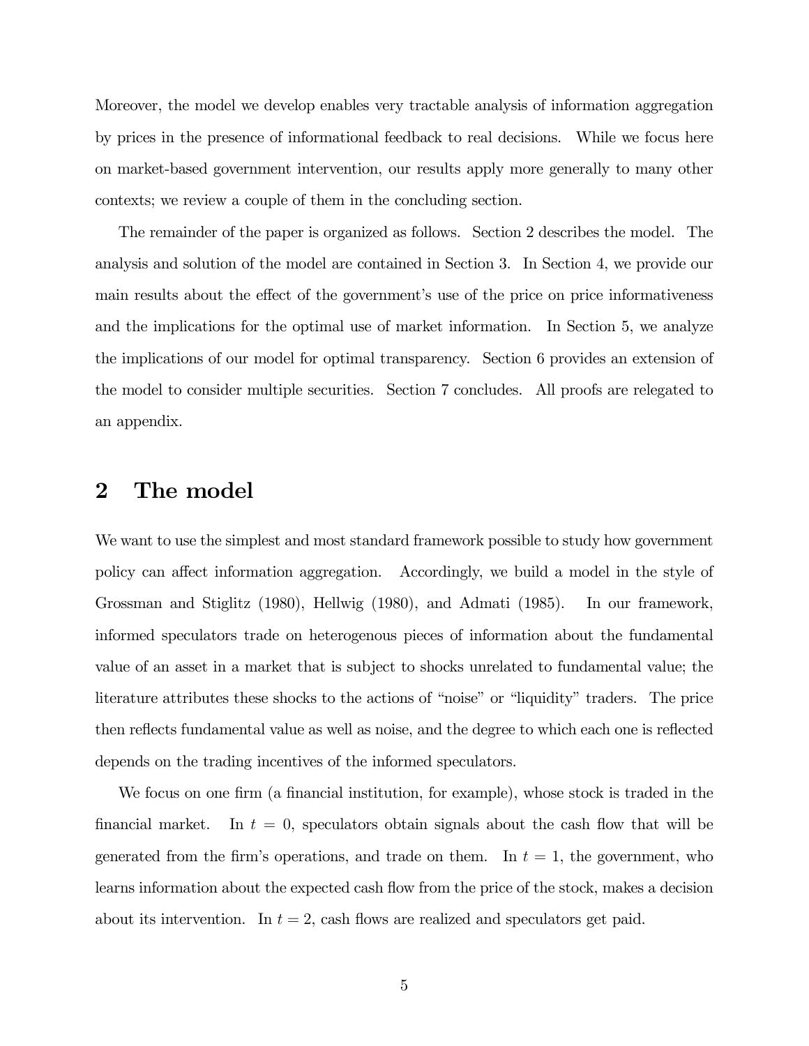Moreover, the model we develop enables very tractable analysis of information aggregation by prices in the presence of informational feedback to real decisions. While we focus here on market-based government intervention, our results apply more generally to many other contexts; we review a couple of them in the concluding section.

The remainder of the paper is organized as follows. Section 2 describes the model. The analysis and solution of the model are contained in Section 3. In Section 4, we provide our main results about the effect of the government's use of the price on price informativeness and the implications for the optimal use of market information. In Section 5, we analyze the implications of our model for optimal transparency. Section 6 provides an extension of the model to consider multiple securities. Section 7 concludes. All proofs are relegated to an appendix.

# 2 The model

We want to use the simplest and most standard framework possible to study how government policy can affect information aggregation. Accordingly, we build a model in the style of Grossman and Stiglitz (1980), Hellwig (1980), and Admati (1985). In our framework, informed speculators trade on heterogenous pieces of information about the fundamental value of an asset in a market that is subject to shocks unrelated to fundamental value; the literature attributes these shocks to the actions of "noise" or "liquidity" traders. The price then reflects fundamental value as well as noise, and the degree to which each one is reflected depends on the trading incentives of the informed speculators.

We focus on one firm (a financial institution, for example), whose stock is traded in the financial market. In $t = 0$, speculators obtain signals about the cash flow that will be generated from the firm's operations, and trade on them. In $t = 1$, the government, who learns information about the expected cash flow from the price of the stock, makes a decision about its intervention. In $t = 2$, cash flows are realized and speculators get paid.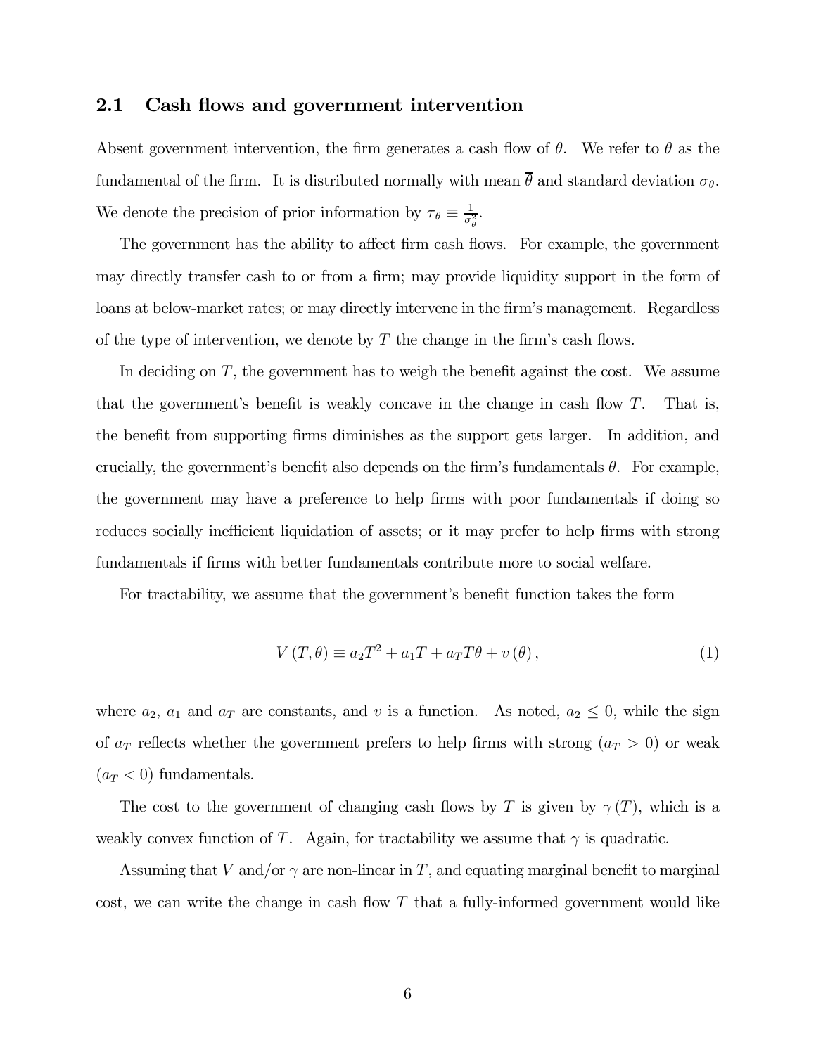## 2.1 Cash flows and government intervention

Absent government intervention, the firm generates a cash flow of $\theta$. We refer to $\theta$ as the fundamental of the firm. It is distributed normally with mean $\overline{\theta}$ and standard deviation $\sigma_\theta$. We denote the precision of prior information by $\tau_\theta \equiv \frac{1}{\sigma_\theta^2}$.

The government has the ability to affect firm cash flows. For example, the government may directly transfer cash to or from a firm; may provide liquidity support in the form of loans at below-market rates; or may directly intervene in the firm's management. Regardless of the type of intervention, we denote by $T$ the change in the firm's cash flows.

In deciding on $T$, the government has to weigh the benefit against the cost. We assume that the government's benefit is weakly concave in the change in cash flow $T$. That is, the benefit from supporting firms diminishes as the support gets larger. In addition, and crucially, the government's benefit also depends on the firm's fundamentals $\theta$. For example, the government may have a preference to help firms with poor fundamentals if doing so reduces socially inefficient liquidation of assets; or it may prefer to help firms with strong fundamentals if firms with better fundamentals contribute more to social welfare.

For tractability, we assume that the government's benefit function takes the form

$$V(T, \theta) \equiv a_2 T^2 + a_1 T + a_T T \theta + v(\theta), \tag{1}$$

where $a_2$, $a_1$ and $a_T$ are constants, and $v$ is a function. As noted, $a_2 \leq 0$, while the sign of $a_T$ reflects whether the government prefers to help firms with strong ($a_T > 0$) or weak ($a_T < 0$) fundamentals.

The cost to the government of changing cash flows by $T$ is given by $\gamma(T)$, which is a weakly convex function of $T$. Again, for tractability we assume that $\gamma$ is quadratic.

Assuming that $V$ and/or $\gamma$ are non-linear in $T$, and equating marginal benefit to marginal cost, we can write the change in cash flow $T$ that a fully-informed government would like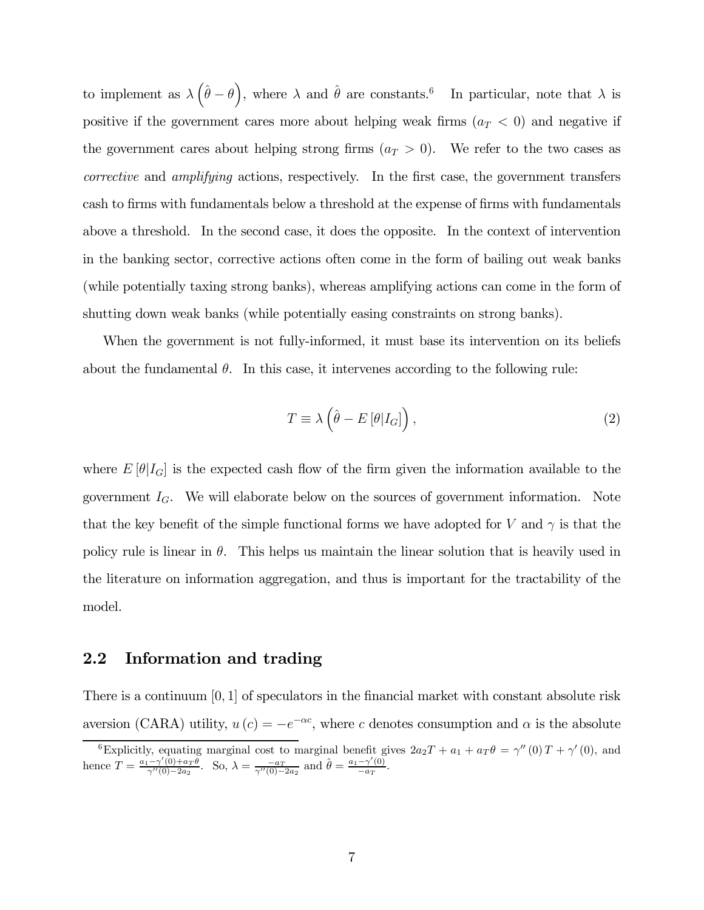to implement as $\lambda\left(\hat{\theta}-\theta\right)$, where $\lambda$ and $\hat{\theta}$ are constants.[6] In particular, note that $\lambda$ is positive if the government cares more about helping weak firms ($a_T < 0$) and negative if the government cares about helping strong firms ($a_T > 0$). We refer to the two cases as *corrective* and *amplifying* actions, respectively. In the first case, the government transfers cash to firms with fundamentals below a threshold at the expense of firms with fundamentals above a threshold. In the second case, it does the opposite. In the context of intervention in the banking sector, corrective actions often come in the form of bailing out weak banks (while potentially taxing strong banks), whereas amplifying actions can come in the form of shutting down weak banks (while potentially easing constraints on strong banks).

When the government is not fully-informed, it must base its intervention on its beliefs about the fundamental $\theta$. In this case, it intervenes according to the following rule:

$$T \equiv \lambda\left(\hat{\theta} - E\left[\theta|I_G\right]\right), \tag{2}$$

where $E\left[\theta|I_G\right]$ is the expected cash flow of the firm given the information available to the government $I_G$. We will elaborate below on the sources of government information. Note that the key benefit of the simple functional forms we have adopted for $V$ and $\gamma$ is that the policy rule is linear in $\theta$. This helps us maintain the linear solution that is heavily used in the literature on information aggregation, and thus is important for the tractability of the model.

## 2.2 Information and trading

There is a continuum $[0,1]$ of speculators in the financial market with constant absolute risk aversion (CARA) utility, $u(c) = -e^{-\alpha c}$, where $c$ denotes consumption and $\alpha$ is the absolute

[6] Explicitly, equating marginal cost to marginal benefit gives $2a_2 T + a_1 + a_T\theta = \gamma''(0)\,T + \gamma'(0)$, and hence $T = \frac{a_1-\gamma'(0)+a_T\theta}{\gamma''(0)-2a_2}$. So, $\lambda = \frac{-a_T}{\gamma''(0)-2a_2}$ and $\hat{\theta} = \frac{a_1-\gamma'(0)}{-a_T}$.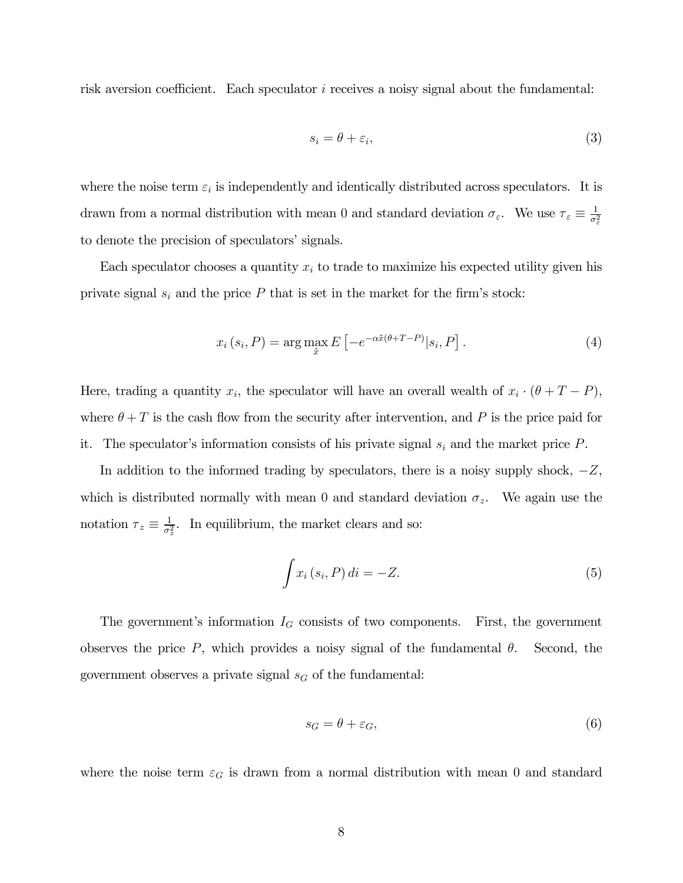risk aversion coefficient. Each speculator $i$ receives a noisy signal about the fundamental:

$$s_i = \theta + \varepsilon_i, \tag{3}$$

where the noise term $\varepsilon_i$ is independently and identically distributed across speculators. It is drawn from a normal distribution with mean 0 and standard deviation $\sigma_\varepsilon$. We use $\tau_\varepsilon \equiv \frac{1}{\sigma_\varepsilon^2}$ to denote the precision of speculators' signals.

Each speculator chooses a quantity $x_i$ to trade to maximize his expected utility given his private signal $s_i$ and the price $P$ that is set in the market for the firm's stock:

$$x_i(s_i, P) = \arg\max_{\tilde{x}} E\left[-e^{-\alpha\tilde{x}(\theta+T-P)} | s_i, P\right]. \tag{4}$$

Here, trading a quantity $x_i$, the speculator will have an overall wealth of $x_i \cdot (\theta + T - P)$, where $\theta + T$ is the cash flow from the security after intervention, and $P$ is the price paid for it. The speculator's information consists of his private signal $s_i$ and the market price $P$.

In addition to the informed trading by speculators, there is a noisy supply shock, $-Z$, which is distributed normally with mean 0 and standard deviation $\sigma_z$. We again use the notation $\tau_z \equiv \frac{1}{\sigma_z^2}$. In equilibrium, the market clears and so:

$$\int x_i(s_i, P)\, di = -Z. \tag{5}$$

The government's information $I_G$ consists of two components. First, the government observes the price $P$, which provides a noisy signal of the fundamental $\theta$. Second, the government observes a private signal $s_G$ of the fundamental:

$$s_G = \theta + \varepsilon_G, \tag{6}$$

where the noise term $\varepsilon_G$ is drawn from a normal distribution with mean 0 and standard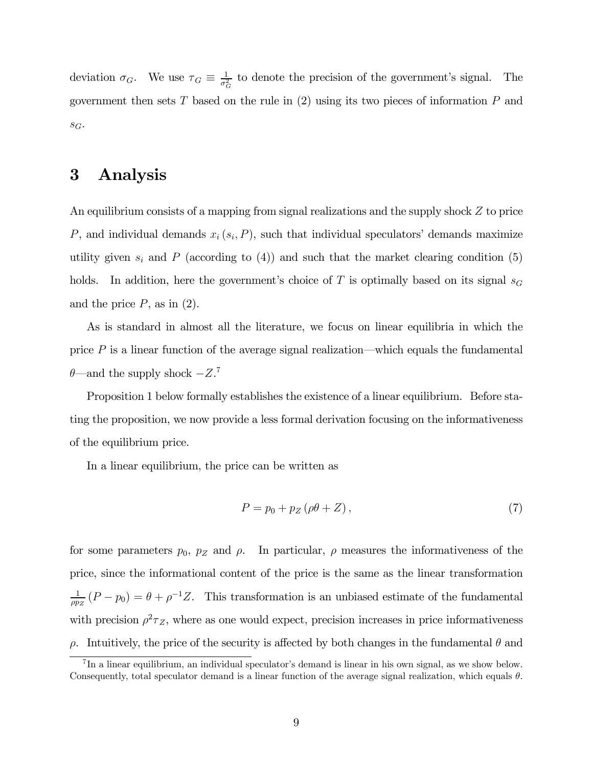deviation $\sigma_G$. We use $\tau_G \equiv \frac{1}{\sigma_G^2}$ to denote the precision of the government's signal. The government then sets $T$ based on the rule in (2) using its two pieces of information $P$ and $s_G$.

# 3 Analysis

An equilibrium consists of a mapping from signal realizations and the supply shock $Z$ to price $P$, and individual demands $x_i(s_i, P)$, such that individual speculators' demands maximize utility given $s_i$ and $P$ (according to (4)) and such that the market clearing condition (5) holds. In addition, here the government's choice of $T$ is optimally based on its signal $s_G$ and the price $P$, as in (2).

As is standard in almost all the literature, we focus on linear equilibria in which the price $P$ is a linear function of the average signal realization—which equals the fundamental $\theta$—and the supply shock $-Z$.[7]

Proposition 1 below formally establishes the existence of a linear equilibrium. Before stating the proposition, we now provide a less formal derivation focusing on the informativeness of the equilibrium price.

In a linear equilibrium, the price can be written as

$$P = p_0 + p_Z(\rho\theta + Z), \tag{7}$$

for some parameters $p_0$, $p_Z$ and $\rho$. In particular, $\rho$ measures the informativeness of the price, since the informational content of the price is the same as the linear transformation $\frac{1}{\rho p_Z}(P - p_0) = \theta + \rho^{-1}Z$. This transformation is an unbiased estimate of the fundamental with precision $\rho^2\tau_Z$, where as one would expect, precision increases in price informativeness $\rho$. Intuitively, the price of the security is affected by both changes in the fundamental $\theta$ and

[7] In a linear equilibrium, an individual speculator's demand is linear in his own signal, as we show below. Consequently, total speculator demand is a linear function of the average signal realization, which equals $\theta$.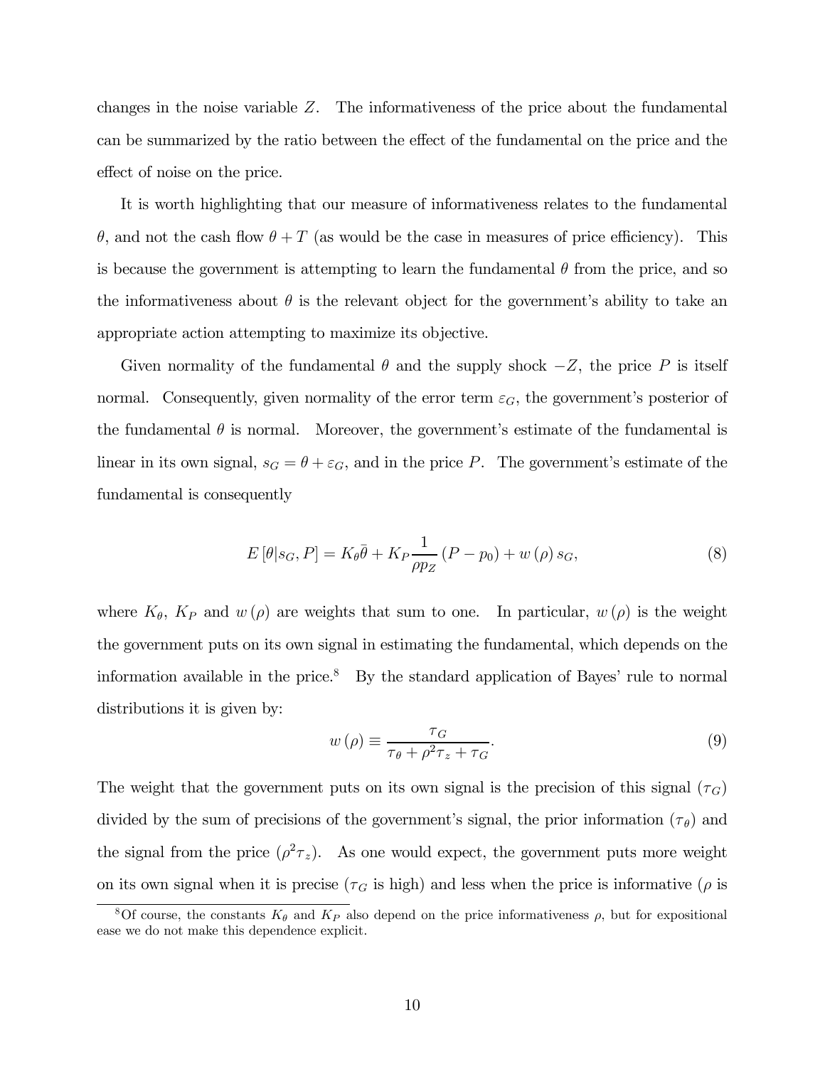changes in the noise variable $Z$. The informativeness of the price about the fundamental can be summarized by the ratio between the effect of the fundamental on the price and the effect of noise on the price.

It is worth highlighting that our measure of informativeness relates to the fundamental $\theta$, and not the cash flow $\theta + T$ (as would be the case in measures of price efficiency). This is because the government is attempting to learn the fundamental $\theta$ from the price, and so the informativeness about $\theta$ is the relevant object for the government's ability to take an appropriate action attempting to maximize its objective.

Given normality of the fundamental $\theta$ and the supply shock $-Z$, the price $P$ is itself normal. Consequently, given normality of the error term $\varepsilon_G$, the government's posterior of the fundamental $\theta$ is normal. Moreover, the government's estimate of the fundamental is linear in its own signal, $s_G = \theta + \varepsilon_G$, and in the price $P$. The government's estimate of the fundamental is consequently

$$E[\theta | s_G, P] = K_\theta \bar{\theta} + K_P \frac{1}{\rho p_Z} (P - p_0) + w(\rho) s_G, \tag{8}$$

where $K_\theta$, $K_P$ and $w(\rho)$ are weights that sum to one. In particular, $w(\rho)$ is the weight the government puts on its own signal in estimating the fundamental, which depends on the information available in the price.[8] By the standard application of Bayes' rule to normal distributions it is given by:

$$w(\rho) \equiv \frac{\tau_G}{\tau_\theta + \rho^2 \tau_z + \tau_G}. \tag{9}$$

The weight that the government puts on its own signal is the precision of this signal ($\tau_G$) divided by the sum of precisions of the government's signal, the prior information ($\tau_\theta$) and the signal from the price ($\rho^2 \tau_z$). As one would expect, the government puts more weight on its own signal when it is precise ($\tau_G$ is high) and less when the price is informative ($\rho$ is

[8] Of course, the constants $K_\theta$ and $K_P$ also depend on the price informativeness $\rho$, but for expositional ease we do not make this dependence explicit.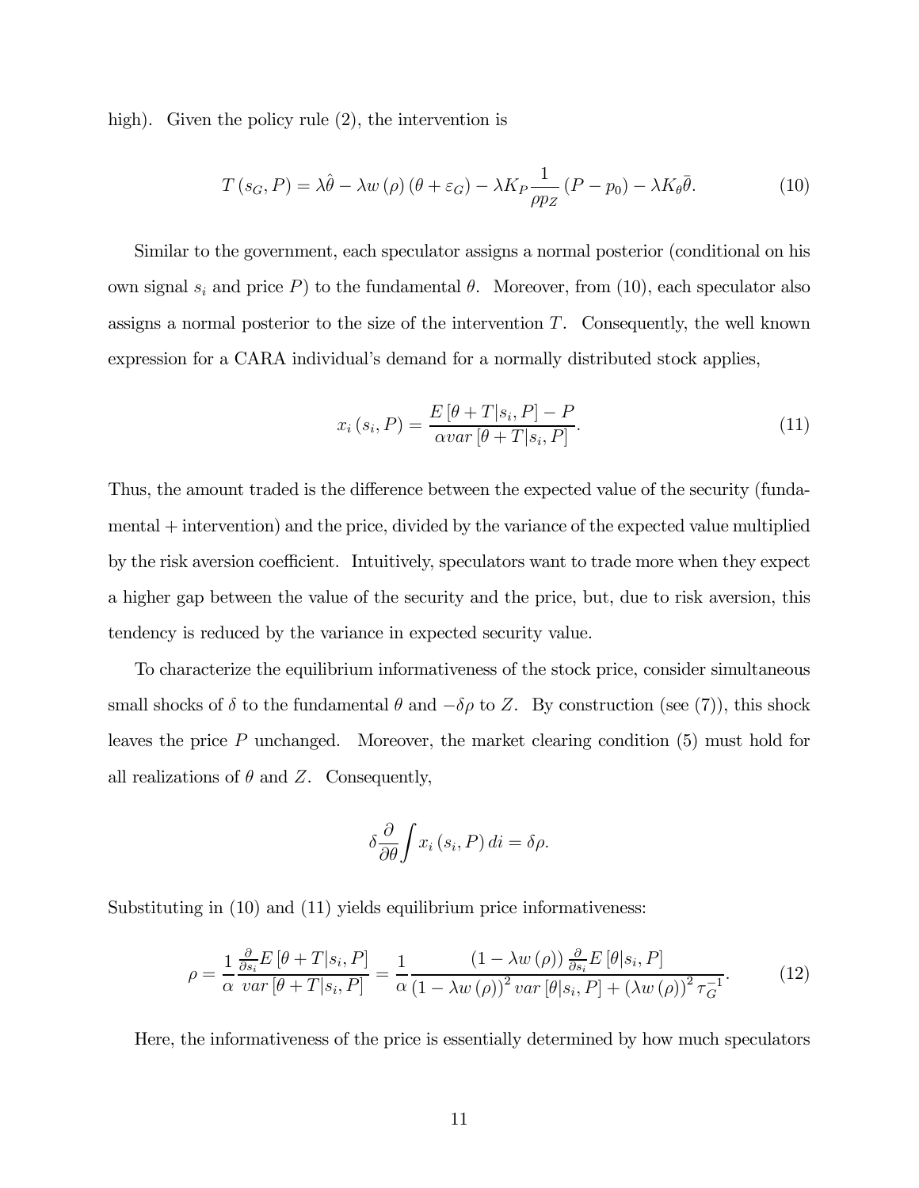high). Given the policy rule (2), the intervention is

$$T\left(s_G, P\right) = \lambda\hat{\theta} - \lambda w\left(\rho\right)\left(\theta + \varepsilon_G\right) - \lambda K_P \frac{1}{\rho p_Z}\left(P - p_0\right) - \lambda K_\theta \bar{\theta}. \tag{10}$$

Similar to the government, each speculator assigns a normal posterior (conditional on his own signal $s_i$ and price $P$) to the fundamental $\theta$. Moreover, from (10), each speculator also assigns a normal posterior to the size of the intervention $T$. Consequently, the well known expression for a CARA individual's demand for a normally distributed stock applies,

$$x_i\left(s_i, P\right) = \frac{E\left[\theta + T | s_i, P\right] - P}{\alpha var\left[\theta + T | s_i, P\right]}. \tag{11}$$

Thus, the amount traded is the difference between the expected value of the security (fundamental + intervention) and the price, divided by the variance of the expected value multiplied by the risk aversion coefficient. Intuitively, speculators want to trade more when they expect a higher gap between the value of the security and the price, but, due to risk aversion, this tendency is reduced by the variance in expected security value.

To characterize the equilibrium informativeness of the stock price, consider simultaneous small shocks of $\delta$ to the fundamental $\theta$ and $-\delta\rho$ to $Z$. By construction (see (7)), this shock leaves the price $P$ unchanged. Moreover, the market clearing condition (5) must hold for all realizations of $\theta$ and $Z$. Consequently,

$$\delta \frac{\partial}{\partial \theta} \int x_i\left(s_i, P\right) di = \delta\rho.$$

Substituting in (10) and (11) yields equilibrium price informativeness:

$$\rho = \frac{1}{\alpha} \frac{\frac{\partial}{\partial s_i} E\left[\theta + T | s_i, P\right]}{var\left[\theta + T | s_i, P\right]} = \frac{1}{\alpha} \frac{\left(1 - \lambda w\left(\rho\right)\right) \frac{\partial}{\partial s_i} E\left[\theta | s_i, P\right]}{\left(1 - \lambda w\left(\rho\right)\right)^2 var\left[\theta | s_i, P\right] + \left(\lambda w\left(\rho\right)\right)^2 \tau_G^{-1}}. \tag{12}$$

Here, the informativeness of the price is essentially determined by how much speculators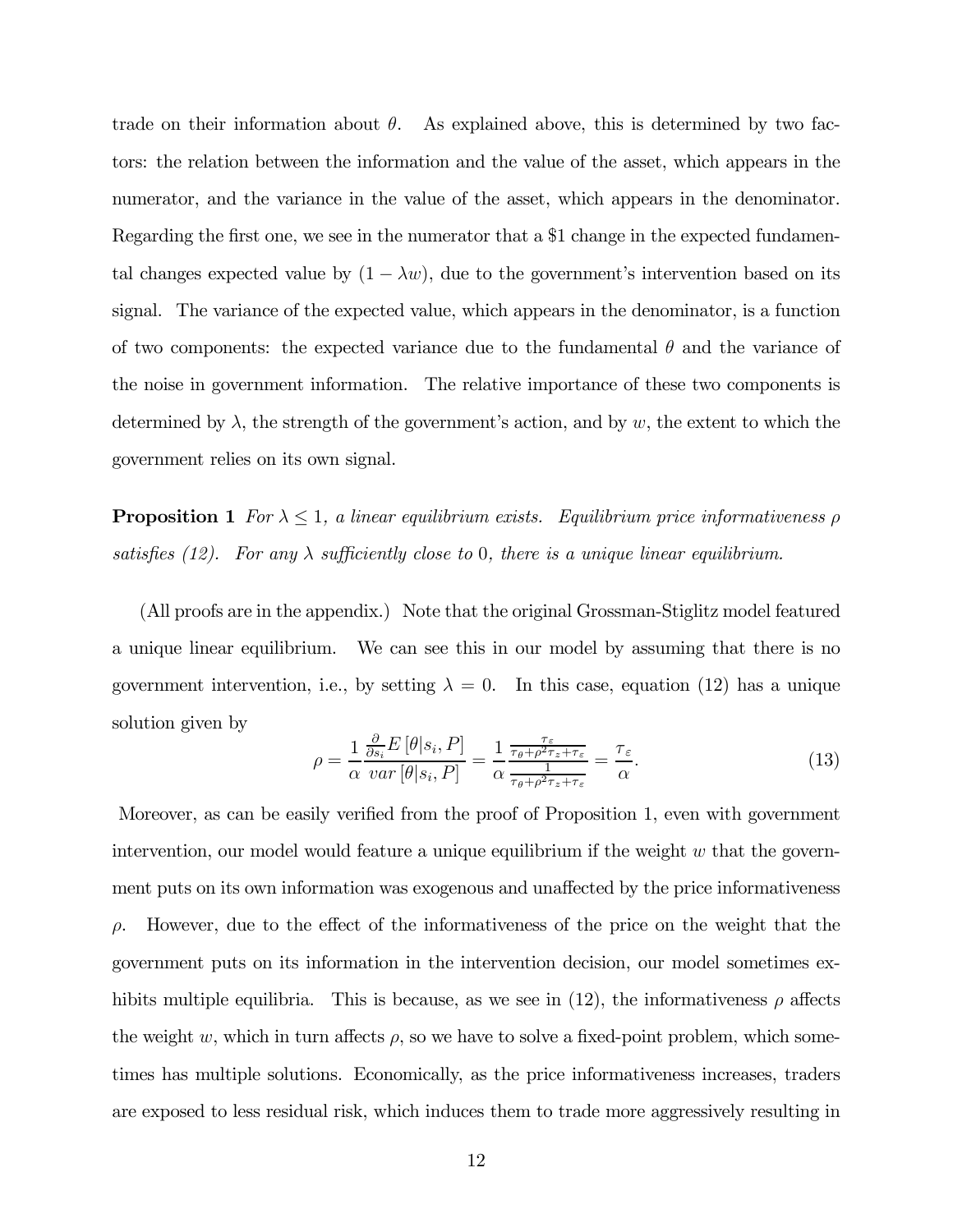trade on their information about $\theta$. As explained above, this is determined by two factors: the relation between the information and the value of the asset, which appears in the numerator, and the variance in the value of the asset, which appears in the denominator. Regarding the first one, we see in the numerator that a \$1 change in the expected fundamental changes expected value by $(1 - \lambda w)$, due to the government's intervention based on its signal. The variance of the expected value, which appears in the denominator, is a function of two components: the expected variance due to the fundamental $\theta$ and the variance of the noise in government information. The relative importance of these two components is determined by $\lambda$, the strength of the government's action, and by $w$, the extent to which the government relies on its own signal.

**Proposition 1** *For $\lambda \leq 1$, a linear equilibrium exists. Equilibrium price informativeness $\rho$ satisfies (12). For any $\lambda$ sufficiently close to 0, there is a unique linear equilibrium.*

(All proofs are in the appendix.) Note that the original Grossman-Stiglitz model featured a unique linear equilibrium. We can see this in our model by assuming that there is no government intervention, i.e., by setting $\lambda = 0$. In this case, equation (12) has a unique solution given by

$$\rho = \frac{1}{\alpha} \frac{\frac{\partial}{\partial s_i} E\left[\theta | s_i, P\right]}{var\left[\theta | s_i, P\right]} = \frac{1}{\alpha} \frac{\frac{\tau_\varepsilon}{\tau_\theta + \rho^2 \tau_z + \tau_\varepsilon}}{\frac{1}{\tau_\theta + \rho^2 \tau_z + \tau_\varepsilon}} = \frac{\tau_\varepsilon}{\alpha}. \tag{13}$$

Moreover, as can be easily verified from the proof of Proposition 1, even with government intervention, our model would feature a unique equilibrium if the weight $w$ that the government puts on its own information was exogenous and unaffected by the price informativeness $\rho$. However, due to the effect of the informativeness of the price on the weight that the government puts on its information in the intervention decision, our model sometimes exhibits multiple equilibria. This is because, as we see in (12), the informativeness $\rho$ affects the weight $w$, which in turn affects $\rho$, so we have to solve a fixed-point problem, which sometimes has multiple solutions. Economically, as the price informativeness increases, traders are exposed to less residual risk, which induces them to trade more aggressively resulting in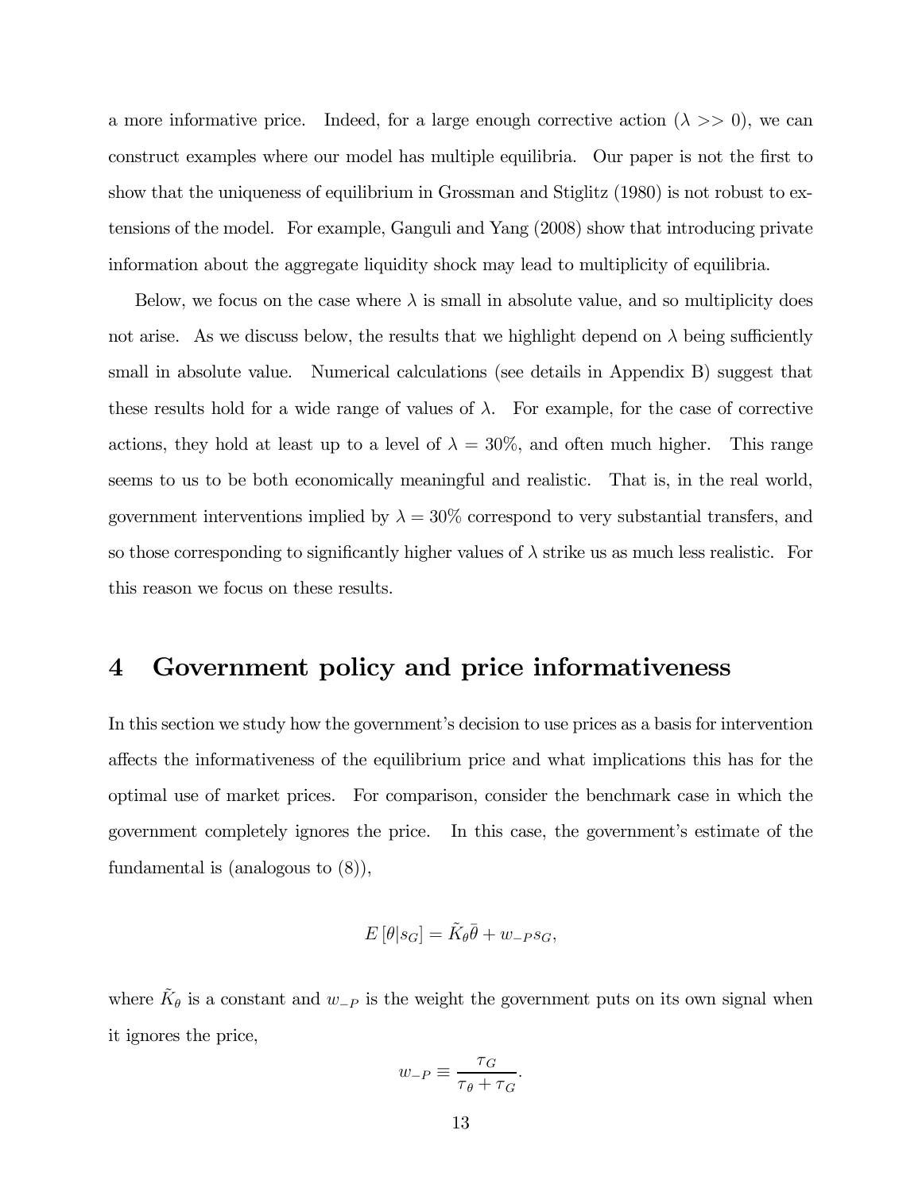a more informative price. Indeed, for a large enough corrective action ($\lambda >> 0$), we can construct examples where our model has multiple equilibria. Our paper is not the first to show that the uniqueness of equilibrium in Grossman and Stiglitz (1980) is not robust to extensions of the model. For example, Ganguli and Yang (2008) show that introducing private information about the aggregate liquidity shock may lead to multiplicity of equilibria.

Below, we focus on the case where $\lambda$ is small in absolute value, and so multiplicity does not arise. As we discuss below, the results that we highlight depend on $\lambda$ being sufficiently small in absolute value. Numerical calculations (see details in Appendix B) suggest that these results hold for a wide range of values of $\lambda$. For example, for the case of corrective actions, they hold at least up to a level of $\lambda = 30\%$, and often much higher. This range seems to us to be both economically meaningful and realistic. That is, in the real world, government interventions implied by $\lambda = 30\%$ correspond to very substantial transfers, and so those corresponding to significantly higher values of $\lambda$ strike us as much less realistic. For this reason we focus on these results.

# 4 Government policy and price informativeness

In this section we study how the government's decision to use prices as a basis for intervention affects the informativeness of the equilibrium price and what implications this has for the optimal use of market prices. For comparison, consider the benchmark case in which the government completely ignores the price. In this case, the government's estimate of the fundamental is (analogous to (8)),

$$E\left[\theta|s_G\right] = \tilde{K}_\theta \bar{\theta} + w_{-P} s_G,$$

where $\tilde{K}_\theta$ is a constant and $w_{-P}$ is the weight the government puts on its own signal when it ignores the price,

$$w_{-P} \equiv \frac{\tau_G}{\tau_\theta + \tau_G}.$$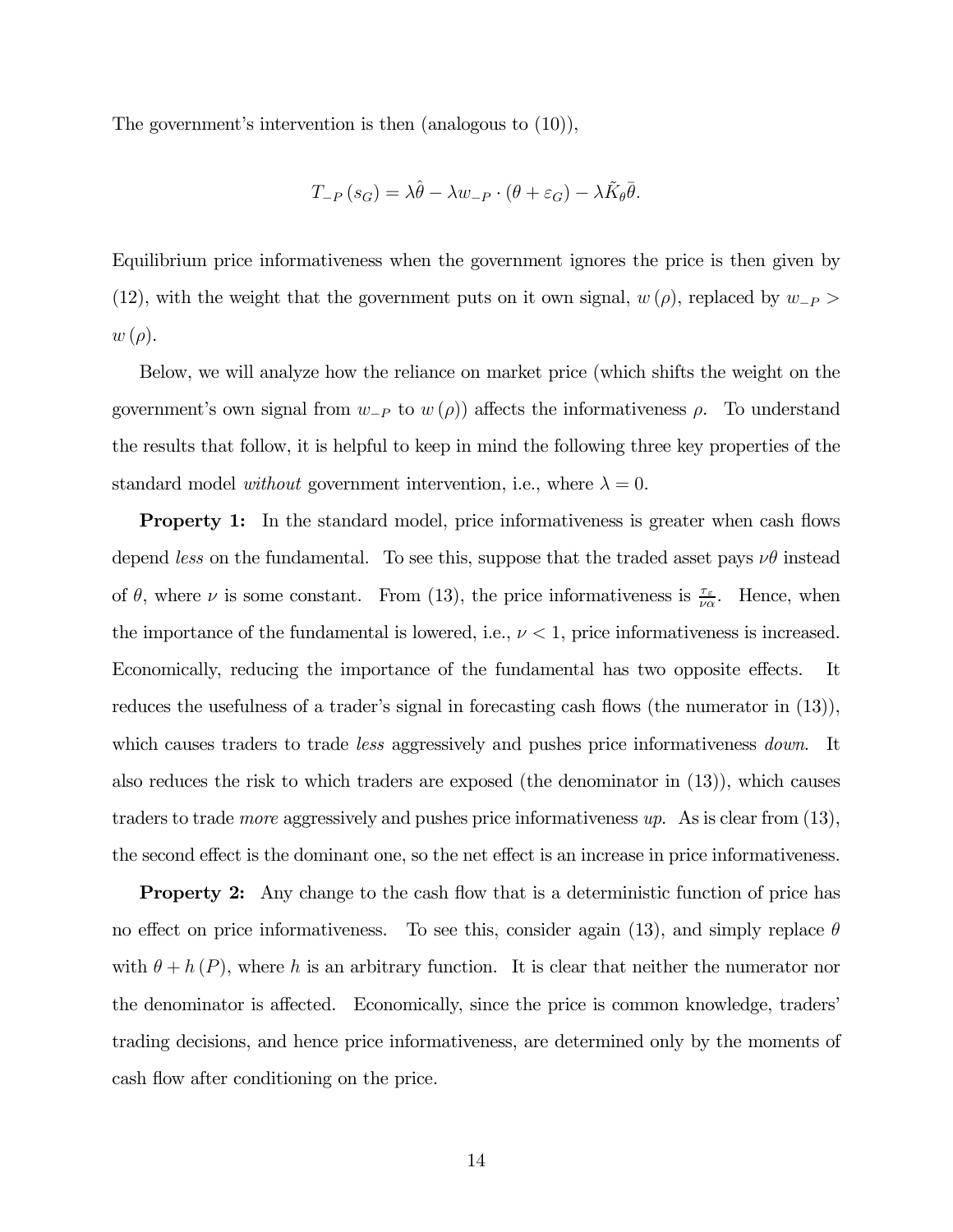The government's intervention is then (analogous to (10)),

$$T_{-P}(s_G) = \lambda\hat{\theta} - \lambda w_{-P} \cdot (\theta + \varepsilon_G) - \lambda\tilde{K}_\theta\bar{\theta}.$$

Equilibrium price informativeness when the government ignores the price is then given by (12), with the weight that the government puts on it own signal, $w(\rho)$, replaced by $w_{-P} > w(\rho)$.

Below, we will analyze how the reliance on market price (which shifts the weight on the government's own signal from $w_{-P}$ to $w(\rho)$) affects the informativeness $\rho$. To understand the results that follow, it is helpful to keep in mind the following three key properties of the standard model *without* government intervention, i.e., where $\lambda = 0$.

**Property 1:** In the standard model, price informativeness is greater when cash flows depend *less* on the fundamental. To see this, suppose that the traded asset pays $\nu\theta$ instead of $\theta$, where $\nu$ is some constant. From (13), the price informativeness is $\frac{\tau_\varepsilon}{\nu\alpha}$. Hence, when the importance of the fundamental is lowered, i.e., $\nu < 1$, price informativeness is increased. Economically, reducing the importance of the fundamental has two opposite effects. It reduces the usefulness of a trader's signal in forecasting cash flows (the numerator in (13)), which causes traders to trade *less* aggressively and pushes price informativeness *down*. It also reduces the risk to which traders are exposed (the denominator in (13)), which causes traders to trade *more* aggressively and pushes price informativeness *up*. As is clear from (13), the second effect is the dominant one, so the net effect is an increase in price informativeness.

**Property 2:** Any change to the cash flow that is a deterministic function of price has no effect on price informativeness. To see this, consider again (13), and simply replace $\theta$ with $\theta + h(P)$, where $h$ is an arbitrary function. It is clear that neither the numerator nor the denominator is affected. Economically, since the price is common knowledge, traders' trading decisions, and hence price informativeness, are determined only by the moments of cash flow after conditioning on the price.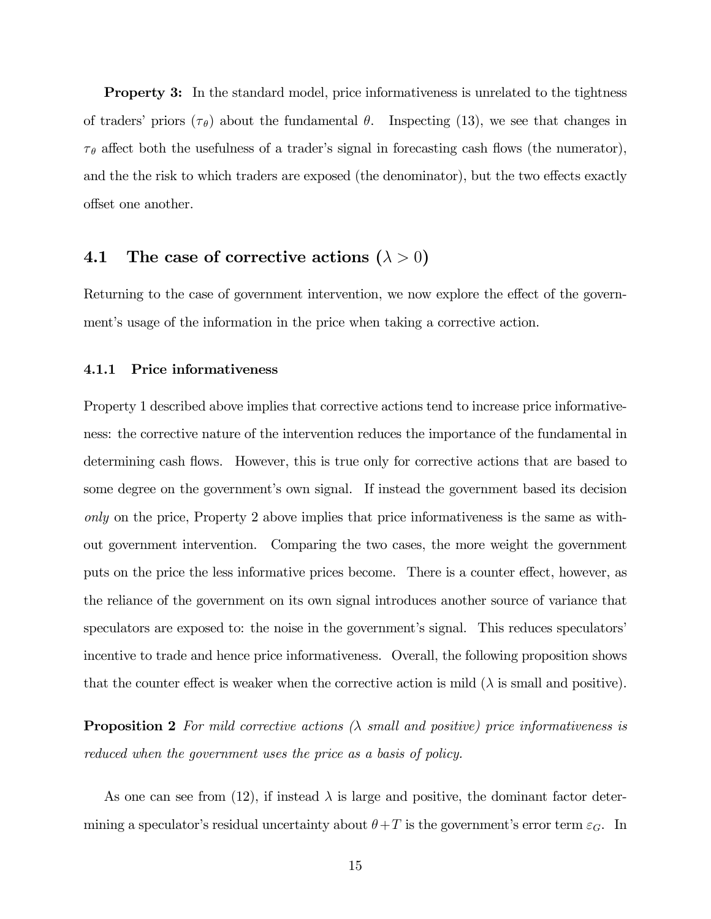**Property 3:** In the standard model, price informativeness is unrelated to the tightness of traders' priors ($\tau_\theta$) about the fundamental $\theta$. Inspecting (13), we see that changes in $\tau_\theta$ affect both the usefulness of a trader's signal in forecasting cash flows (the numerator), and the the risk to which traders are exposed (the denominator), but the two effects exactly offset one another.

## 4.1 The case of corrective actions ($\lambda > 0$)

Returning to the case of government intervention, we now explore the effect of the government's usage of the information in the price when taking a corrective action.

### 4.1.1 Price informativeness

Property 1 described above implies that corrective actions tend to increase price informativeness: the corrective nature of the intervention reduces the importance of the fundamental in determining cash flows. However, this is true only for corrective actions that are based to some degree on the government's own signal. If instead the government based its decision *only* on the price, Property 2 above implies that price informativeness is the same as without government intervention. Comparing the two cases, the more weight the government puts on the price the less informative prices become. There is a counter effect, however, as the reliance of the government on its own signal introduces another source of variance that speculators are exposed to: the noise in the government's signal. This reduces speculators' incentive to trade and hence price informativeness. Overall, the following proposition shows that the counter effect is weaker when the corrective action is mild ($\lambda$ is small and positive).

**Proposition 2** *For mild corrective actions ($\lambda$ small and positive) price informativeness is reduced when the government uses the price as a basis of policy.*

As one can see from (12), if instead $\lambda$ is large and positive, the dominant factor determining a speculator's residual uncertainty about $\theta + T$ is the government's error term $\varepsilon_G$. In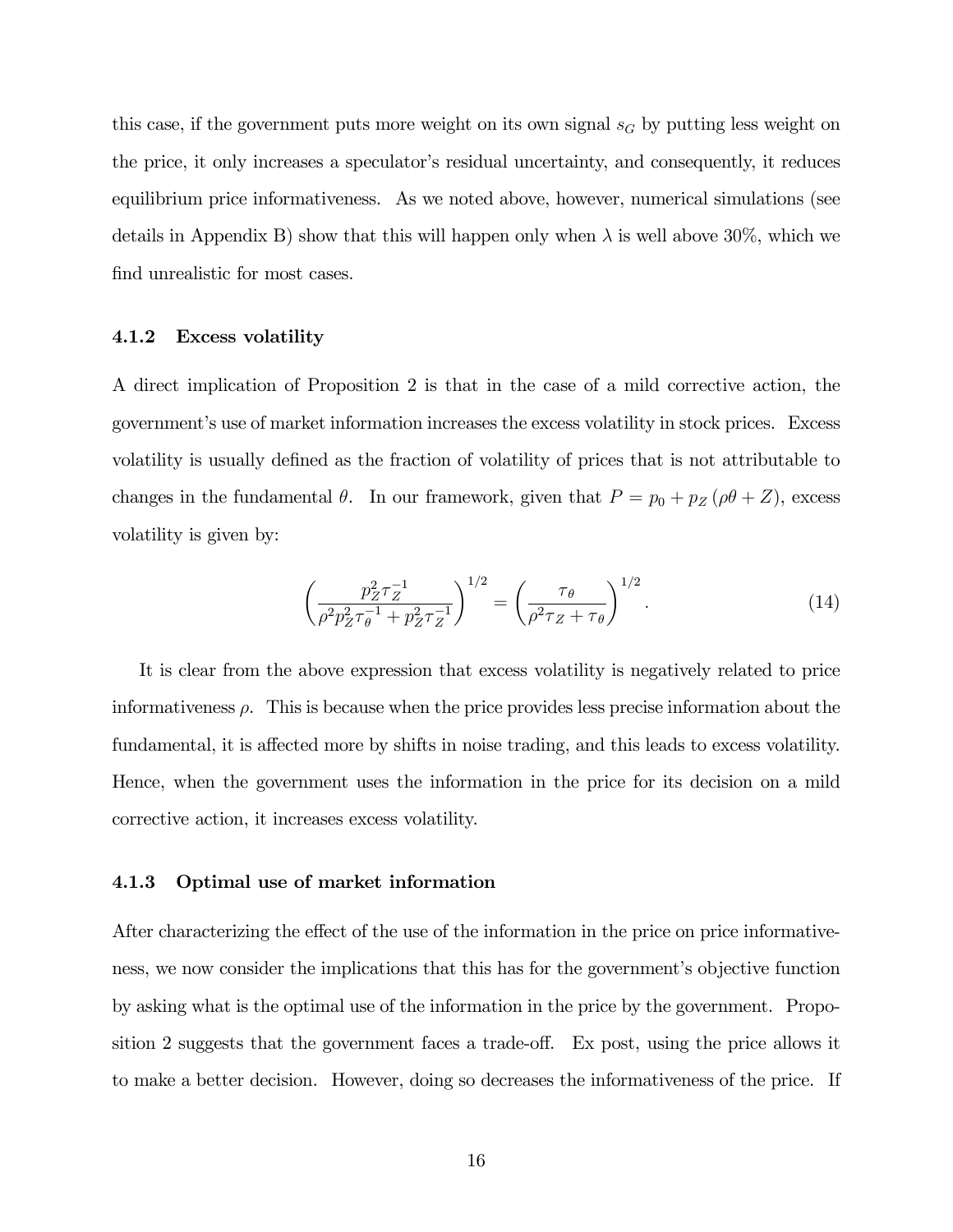this case, if the government puts more weight on its own signal $s_G$ by putting less weight on the price, it only increases a speculator's residual uncertainty, and consequently, it reduces equilibrium price informativeness. As we noted above, however, numerical simulations (see details in Appendix B) show that this will happen only when $\lambda$ is well above 30%, which we find unrealistic for most cases.

### 4.1.2 Excess volatility

A direct implication of Proposition 2 is that in the case of a mild corrective action, the government's use of market information increases the excess volatility in stock prices. Excess volatility is usually defined as the fraction of volatility of prices that is not attributable to changes in the fundamental $\theta$. In our framework, given that $P = p_0 + p_Z(\rho\theta + Z)$, excess volatility is given by:

$$\left(\frac{p_Z^2 \tau_Z^{-1}}{\rho^2 p_Z^2 \tau_\theta^{-1} + p_Z^2 \tau_Z^{-1}}\right)^{1/2} = \left(\frac{\tau_\theta}{\rho^2 \tau_Z + \tau_\theta}\right)^{1/2}. \tag{14}$$

It is clear from the above expression that excess volatility is negatively related to price informativeness $\rho$. This is because when the price provides less precise information about the fundamental, it is affected more by shifts in noise trading, and this leads to excess volatility. Hence, when the government uses the information in the price for its decision on a mild corrective action, it increases excess volatility.

### 4.1.3 Optimal use of market information

After characterizing the effect of the use of the information in the price on price informativeness, we now consider the implications that this has for the government's objective function by asking what is the optimal use of the information in the price by the government. Proposition 2 suggests that the government faces a trade-off. Ex post, using the price allows it to make a better decision. However, doing so decreases the informativeness of the price. If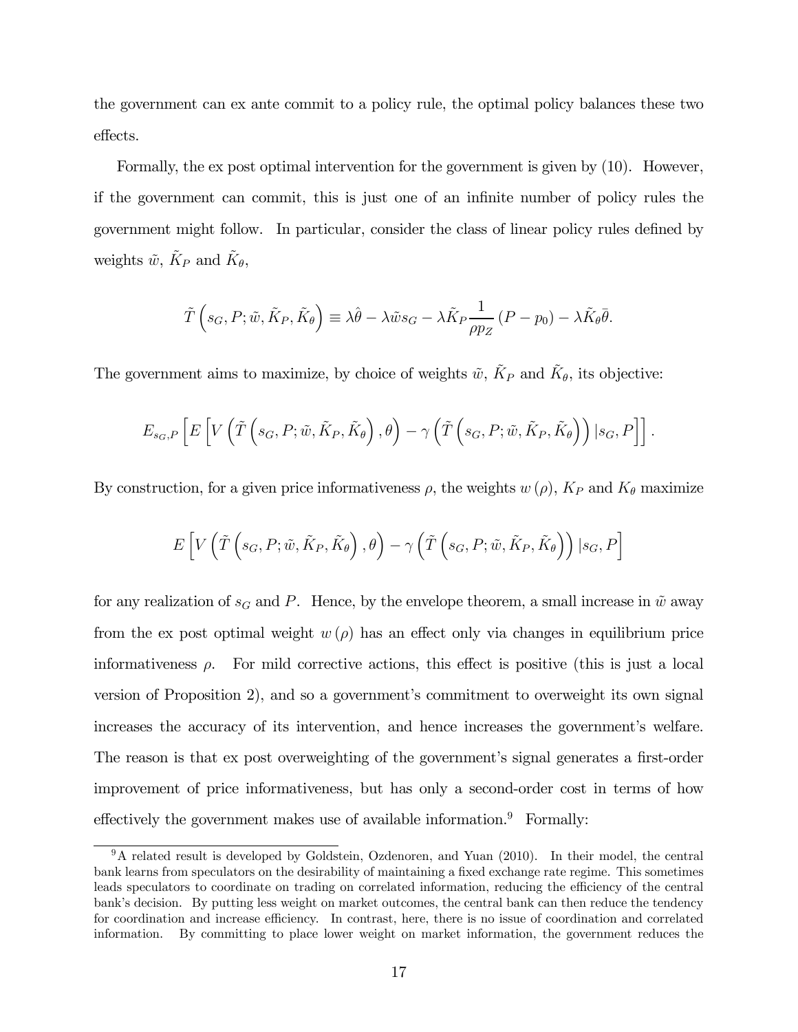the government can ex ante commit to a policy rule, the optimal policy balances these two effects.

Formally, the ex post optimal intervention for the government is given by (10). However, if the government can commit, this is just one of an infinite number of policy rules the government might follow. In particular, consider the class of linear policy rules defined by weights $\tilde{w}$, $\tilde{K}_P$ and $\tilde{K}_\theta$,

$$\tilde{T}\left(s_G, P; \tilde{w}, \tilde{K}_P, \tilde{K}_\theta\right) \equiv \lambda\hat{\theta} - \lambda\tilde{w}s_G - \lambda\tilde{K}_P \frac{1}{\rho p_Z}\left(P - p_0\right) - \lambda\tilde{K}_\theta\bar{\theta}.$$

The government aims to maximize, by choice of weights $\tilde{w}$, $\tilde{K}_P$ and $\tilde{K}_\theta$, its objective:

$$E_{s_G,P}\left[E\left[V\left(\tilde{T}\left(s_G, P; \tilde{w}, \tilde{K}_P, \tilde{K}_\theta\right), \theta\right) - \gamma\left(\tilde{T}\left(s_G, P; \tilde{w}, \tilde{K}_P, \tilde{K}_\theta\right)\right) | s_G, P\right]\right].$$

By construction, for a given price informativeness $\rho$, the weights $w(\rho)$, $K_P$ and $K_\theta$ maximize

$$E\left[V\left(\tilde{T}\left(s_G, P; \tilde{w}, \tilde{K}_P, \tilde{K}_\theta\right), \theta\right) - \gamma\left(\tilde{T}\left(s_G, P; \tilde{w}, \tilde{K}_P, \tilde{K}_\theta\right)\right) | s_G, P\right]$$

for any realization of $s_G$ and $P$. Hence, by the envelope theorem, a small increase in $\tilde{w}$ away from the ex post optimal weight $w(\rho)$ has an effect only via changes in equilibrium price informativeness $\rho$. For mild corrective actions, this effect is positive (this is just a local version of Proposition 2), and so a government's commitment to overweight its own signal increases the accuracy of its intervention, and hence increases the government's welfare. The reason is that ex post overweighting of the government's signal generates a first-order improvement of price informativeness, but has only a second-order cost in terms of how effectively the government makes use of available information.[9] Formally:

[9] A related result is developed by Goldstein, Ozdenoren, and Yuan (2010). In their model, the central bank learns from speculators on the desirability of maintaining a fixed exchange rate regime. This sometimes leads speculators to coordinate on trading on correlated information, reducing the efficiency of the central bank's decision. By putting less weight on market outcomes, the central bank can then reduce the tendency for coordination and increase efficiency. In contrast, here, there is no issue of coordination and correlated information. By committing to place lower weight on market information, the government reduces the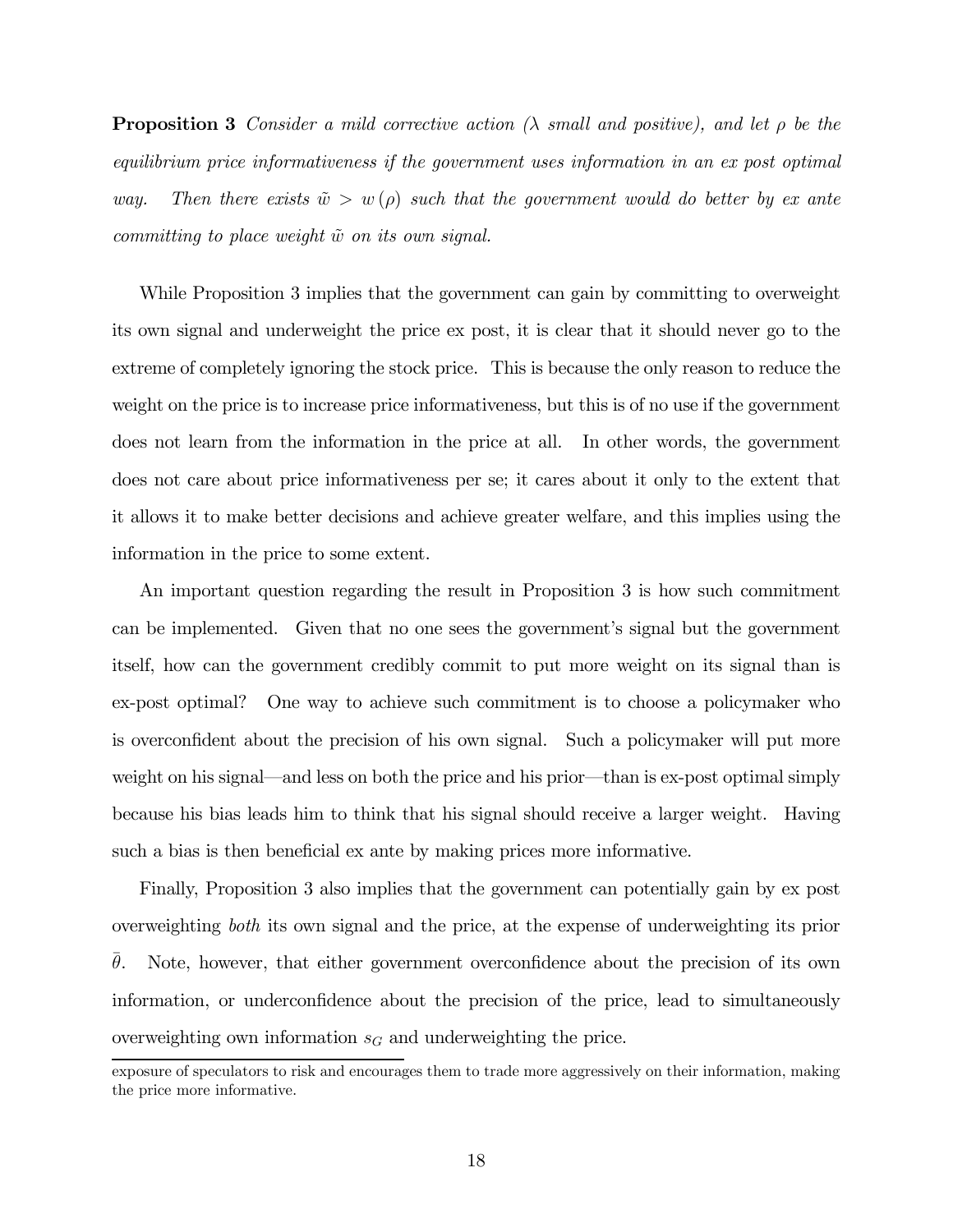**Proposition 3** *Consider a mild corrective action ($\lambda$ small and positive), and let $\rho$ be the equilibrium price informativeness if the government uses information in an ex post optimal way. Then there exists $\tilde{w} > w(\rho)$ such that the government would do better by ex ante committing to place weight $\tilde{w}$ on its own signal.*

While Proposition 3 implies that the government can gain by committing to overweight its own signal and underweight the price ex post, it is clear that it should never go to the extreme of completely ignoring the stock price. This is because the only reason to reduce the weight on the price is to increase price informativeness, but this is of no use if the government does not learn from the information in the price at all. In other words, the government does not care about price informativeness per se; it cares about it only to the extent that it allows it to make better decisions and achieve greater welfare, and this implies using the information in the price to some extent.

An important question regarding the result in Proposition 3 is how such commitment can be implemented. Given that no one sees the government's signal but the government itself, how can the government credibly commit to put more weight on its signal than is ex-post optimal? One way to achieve such commitment is to choose a policymaker who is overconfident about the precision of his own signal. Such a policymaker will put more weight on his signal—and less on both the price and his prior—than is ex-post optimal simply because his bias leads him to think that his signal should receive a larger weight. Having such a bias is then beneficial ex ante by making prices more informative.

Finally, Proposition 3 also implies that the government can potentially gain by ex post overweighting *both* its own signal and the price, at the expense of underweighting its prior $\bar{\theta}$. Note, however, that either government overconfidence about the precision of its own information, or underconfidence about the precision of the price, lead to simultaneously overweighting own information $s_G$ and underweighting the price.

exposure of speculators to risk and encourages them to trade more aggressively on their information, making the price more informative.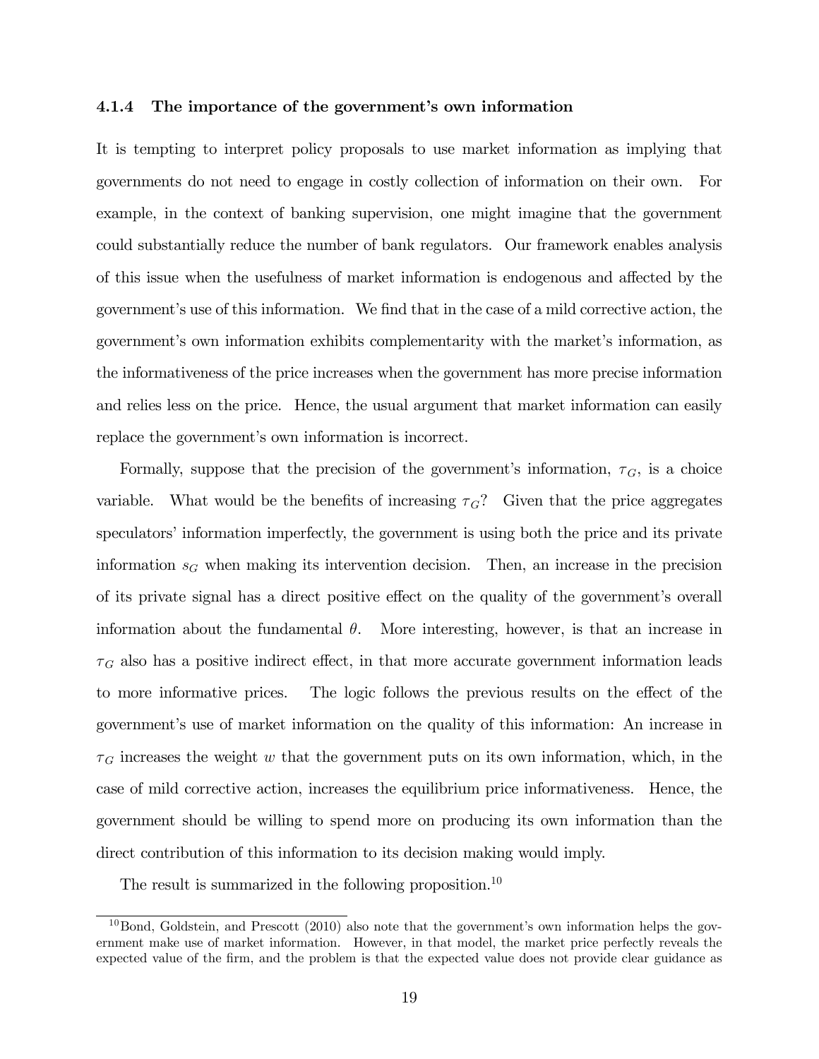#### 4.1.4 The importance of the government's own information

It is tempting to interpret policy proposals to use market information as implying that governments do not need to engage in costly collection of information on their own. For example, in the context of banking supervision, one might imagine that the government could substantially reduce the number of bank regulators. Our framework enables analysis of this issue when the usefulness of market information is endogenous and affected by the government's use of this information. We find that in the case of a mild corrective action, the government's own information exhibits complementarity with the market's information, as the informativeness of the price increases when the government has more precise information and relies less on the price. Hence, the usual argument that market information can easily replace the government's own information is incorrect.

Formally, suppose that the precision of the government's information, $\tau_G$, is a choice variable. What would be the benefits of increasing $\tau_G$? Given that the price aggregates speculators' information imperfectly, the government is using both the price and its private information $s_G$ when making its intervention decision. Then, an increase in the precision of its private signal has a direct positive effect on the quality of the government's overall information about the fundamental $\theta$. More interesting, however, is that an increase in $\tau_G$ also has a positive indirect effect, in that more accurate government information leads to more informative prices. The logic follows the previous results on the effect of the government's use of market information on the quality of this information: An increase in $\tau_G$ increases the weight $w$ that the government puts on its own information, which, in the case of mild corrective action, increases the equilibrium price informativeness. Hence, the government should be willing to spend more on producing its own information than the direct contribution of this information to its decision making would imply.

The result is summarized in the following proposition.[10]

[10] Bond, Goldstein, and Prescott (2010) also note that the government's own information helps the government make use of market information. However, in that model, the market price perfectly reveals the expected value of the firm, and the problem is that the expected value does not provide clear guidance as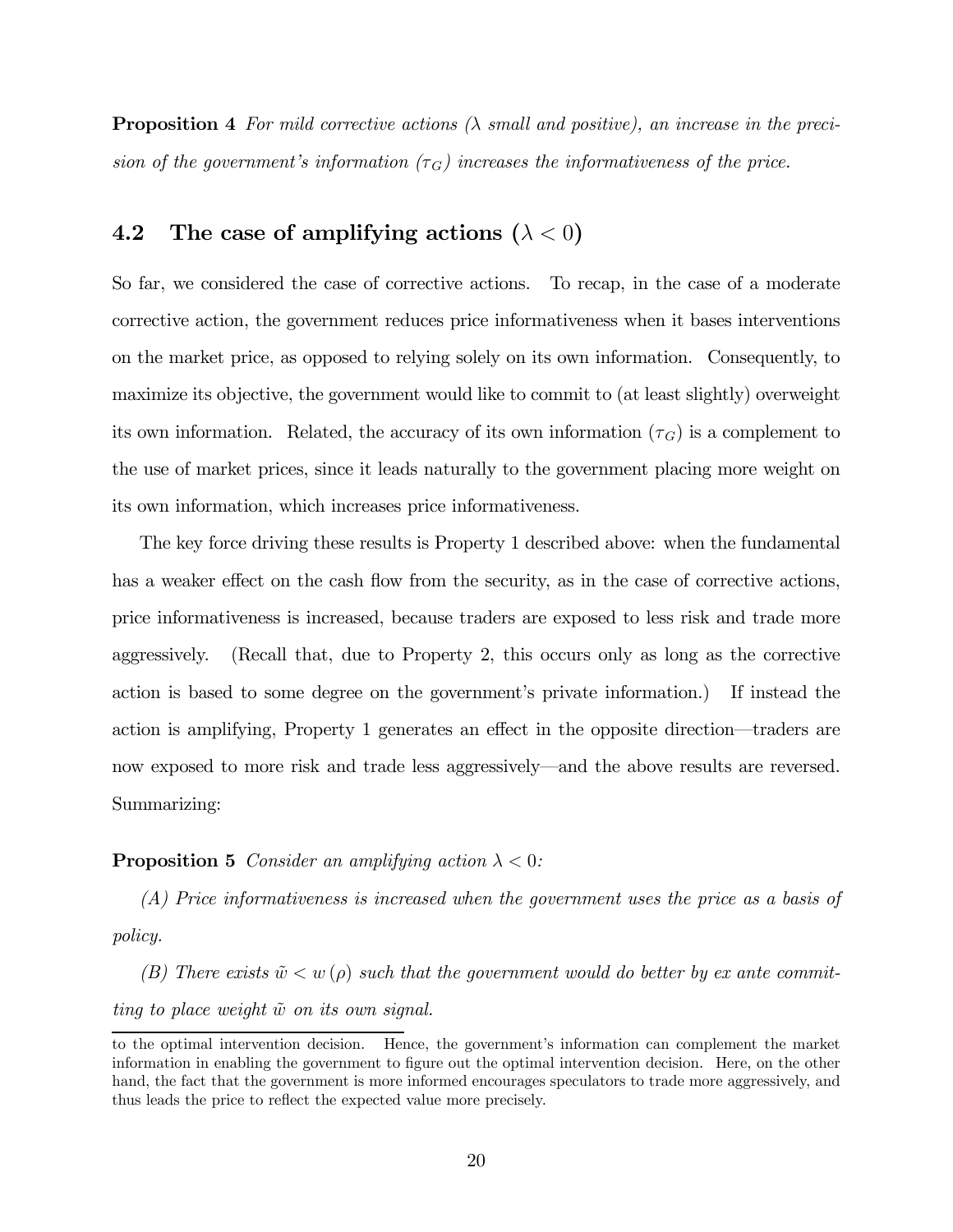**Proposition 4** *For mild corrective actions ($\lambda$ small and positive), an increase in the precision of the government's information ($\tau_G$) increases the informativeness of the price.*

### 4.2 The case of amplifying actions ($\lambda < 0$)

So far, we considered the case of corrective actions. To recap, in the case of a moderate corrective action, the government reduces price informativeness when it bases interventions on the market price, as opposed to relying solely on its own information. Consequently, to maximize its objective, the government would like to commit to (at least slightly) overweight its own information. Related, the accuracy of its own information ($\tau_G$) is a complement to the use of market prices, since it leads naturally to the government placing more weight on its own information, which increases price informativeness.

The key force driving these results is Property 1 described above: when the fundamental has a weaker effect on the cash flow from the security, as in the case of corrective actions, price informativeness is increased, because traders are exposed to less risk and trade more aggressively. (Recall that, due to Property 2, this occurs only as long as the corrective action is based to some degree on the government's private information.) If instead the action is amplifying, Property 1 generates an effect in the opposite direction—traders are now exposed to more risk and trade less aggressively—and the above results are reversed. Summarizing:

**Proposition 5** *Consider an amplifying action $\lambda < 0$:*

*(A) Price informativeness is increased when the government uses the price as a basis of policy.*

*(B) There exists $\tilde{w} < w(\rho)$ such that the government would do better by ex ante committing to place weight $\tilde{w}$ on its own signal.*

---

to the optimal intervention decision. Hence, the government's information can complement the market information in enabling the government to figure out the optimal intervention decision. Here, on the other hand, the fact that the government is more informed encourages speculators to trade more aggressively, and thus leads the price to reflect the expected value more precisely.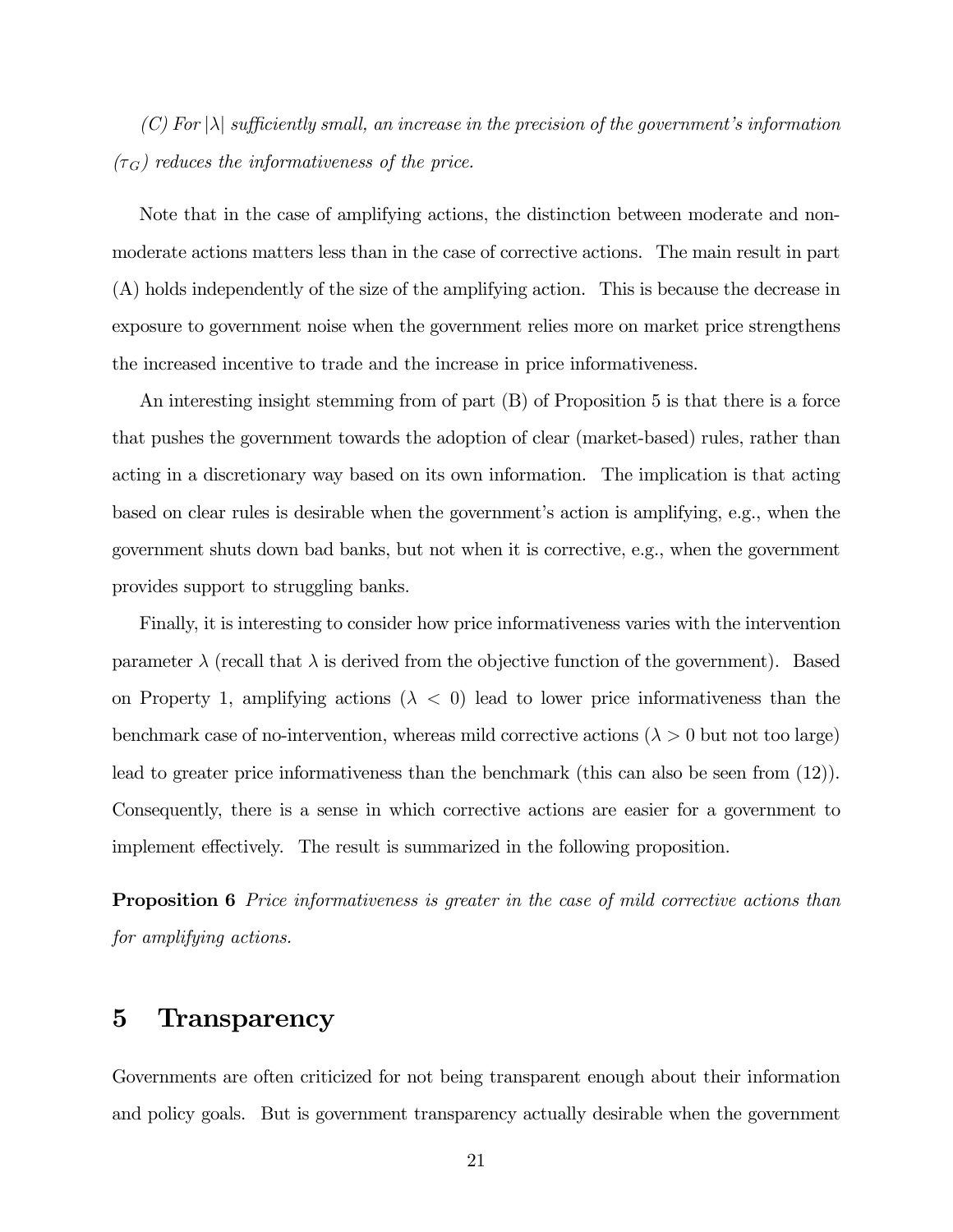*(C) For $|\lambda|$ sufficiently small, an increase in the precision of the government's information ($\tau_G$) reduces the informativeness of the price.*

Note that in the case of amplifying actions, the distinction between moderate and non-moderate actions matters less than in the case of corrective actions. The main result in part (A) holds independently of the size of the amplifying action. This is because the decrease in exposure to government noise when the government relies more on market price strengthens the increased incentive to trade and the increase in price informativeness.

An interesting insight stemming from of part (B) of Proposition 5 is that there is a force that pushes the government towards the adoption of clear (market-based) rules, rather than acting in a discretionary way based on its own information. The implication is that acting based on clear rules is desirable when the government's action is amplifying, e.g., when the government shuts down bad banks, but not when it is corrective, e.g., when the government provides support to struggling banks.

Finally, it is interesting to consider how price informativeness varies with the intervention parameter $\lambda$ (recall that $\lambda$ is derived from the objective function of the government). Based on Property 1, amplifying actions ($\lambda < 0$) lead to lower price informativeness than the benchmark case of no-intervention, whereas mild corrective actions ($\lambda > 0$ but not too large) lead to greater price informativeness than the benchmark (this can also be seen from (12)). Consequently, there is a sense in which corrective actions are easier for a government to implement effectively. The result is summarized in the following proposition.

**Proposition 6** *Price informativeness is greater in the case of mild corrective actions than for amplifying actions.*

# 5 Transparency

Governments are often criticized for not being transparent enough about their information and policy goals. But is government transparency actually desirable when the government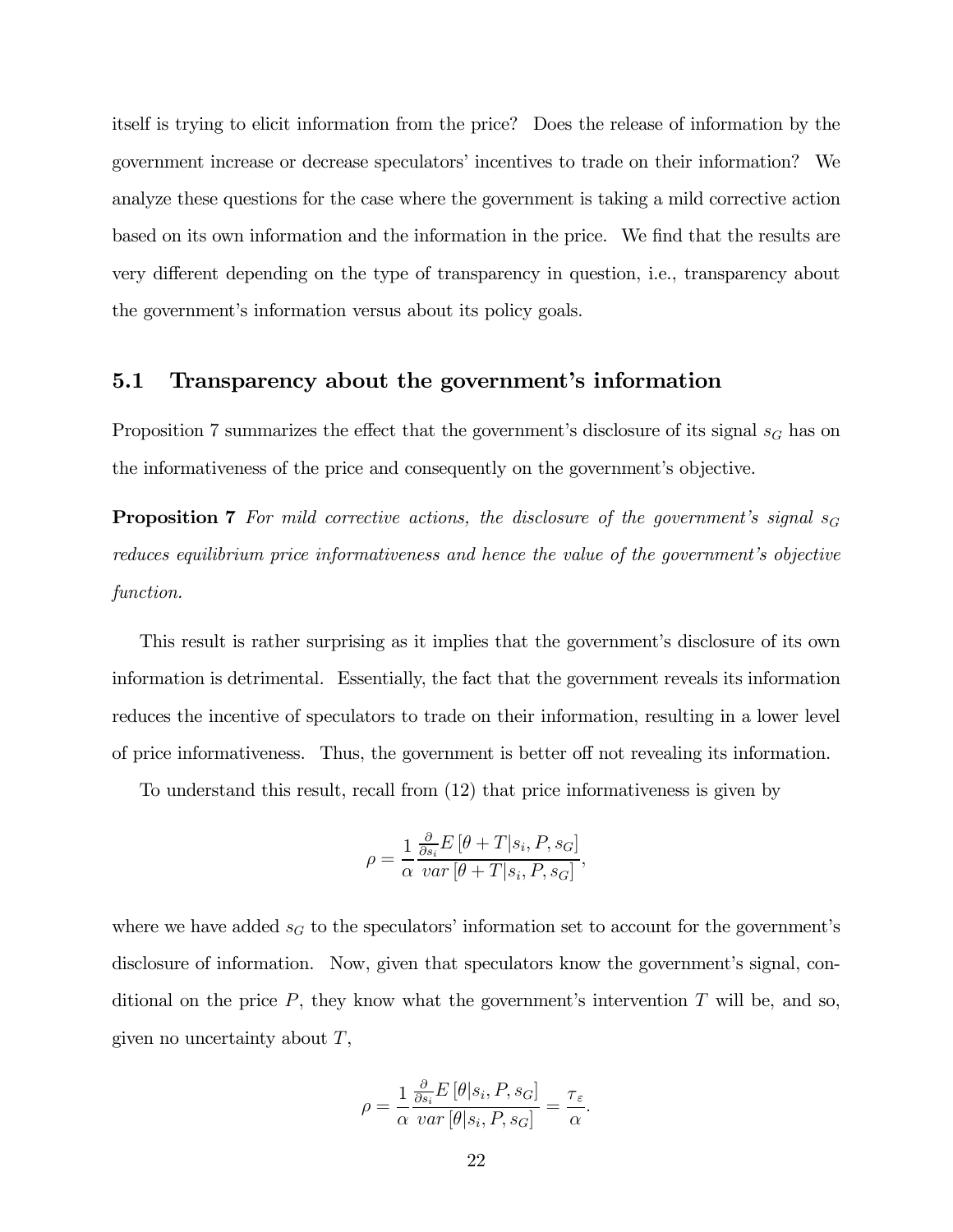itself is trying to elicit information from the price? Does the release of information by the government increase or decrease speculators' incentives to trade on their information? We analyze these questions for the case where the government is taking a mild corrective action based on its own information and the information in the price. We find that the results are very different depending on the type of transparency in question, i.e., transparency about the government's information versus about its policy goals.

## 5.1 Transparency about the government's information

Proposition 7 summarizes the effect that the government's disclosure of its signal $s_G$ has on the informativeness of the price and consequently on the government's objective.

**Proposition 7** *For mild corrective actions, the disclosure of the government's signal $s_G$ reduces equilibrium price informativeness and hence the value of the government's objective function.*

This result is rather surprising as it implies that the government's disclosure of its own information is detrimental. Essentially, the fact that the government reveals its information reduces the incentive of speculators to trade on their information, resulting in a lower level of price informativeness. Thus, the government is better off not revealing its information.

To understand this result, recall from (12) that price informativeness is given by

$$\rho = \frac{1}{\alpha} \frac{\frac{\partial}{\partial s_i} E\left[\theta + T | s_i, P, s_G\right]}{var\left[\theta + T | s_i, P, s_G\right]},$$

where we have added $s_G$ to the speculators' information set to account for the government's disclosure of information. Now, given that speculators know the government's signal, conditional on the price $P$, they know what the government's intervention $T$ will be, and so, given no uncertainty about $T$,

$$\rho = \frac{1}{\alpha} \frac{\frac{\partial}{\partial s_i} E\left[\theta | s_i, P, s_G\right]}{var\left[\theta | s_i, P, s_G\right]} = \frac{\tau_\varepsilon}{\alpha}.$$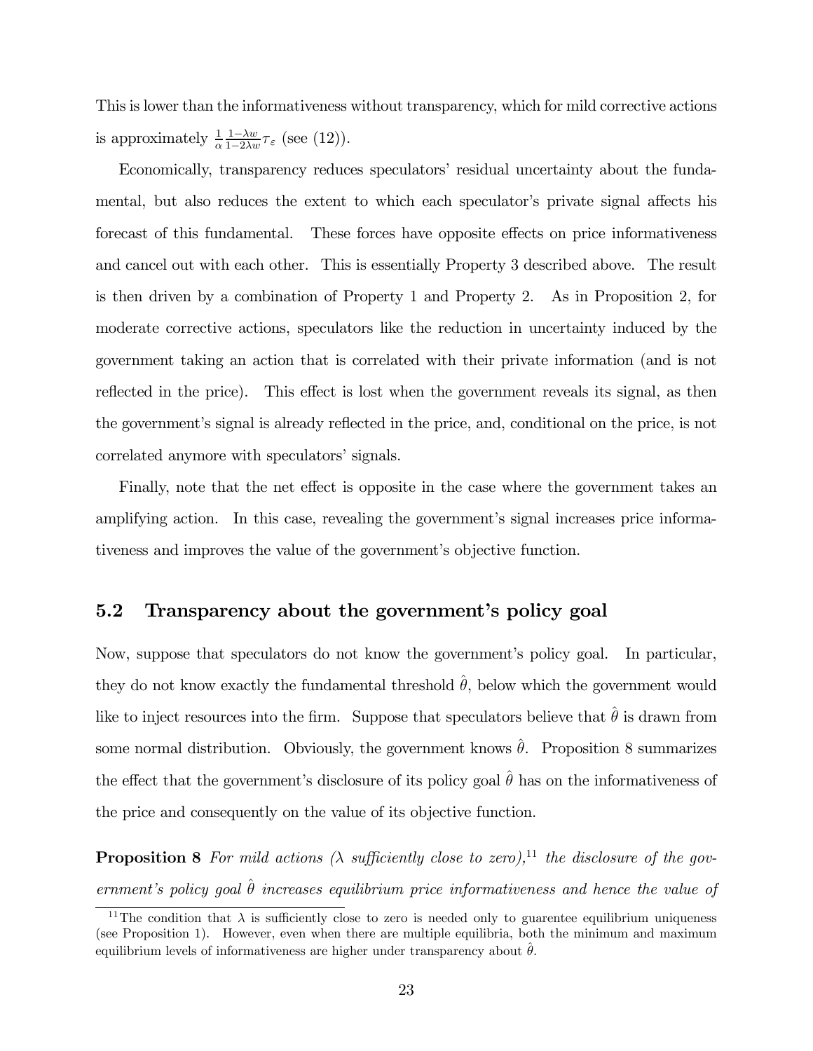This is lower than the informativeness without transparency, which for mild corrective actions is approximately $\frac{1}{\alpha}\frac{1-\lambda w}{1-2\lambda w}\tau_{\varepsilon}$ (see (12)).

Economically, transparency reduces speculators' residual uncertainty about the fundamental, but also reduces the extent to which each speculator's private signal affects his forecast of this fundamental. These forces have opposite effects on price informativeness and cancel out with each other. This is essentially Property 3 described above. The result is then driven by a combination of Property 1 and Property 2. As in Proposition 2, for moderate corrective actions, speculators like the reduction in uncertainty induced by the government taking an action that is correlated with their private information (and is not reflected in the price). This effect is lost when the government reveals its signal, as then the government's signal is already reflected in the price, and, conditional on the price, is not correlated anymore with speculators' signals.

Finally, note that the net effect is opposite in the case where the government takes an amplifying action. In this case, revealing the government's signal increases price informativeness and improves the value of the government's objective function.

## 5.2 Transparency about the government's policy goal

Now, suppose that speculators do not know the government's policy goal. In particular, they do not know exactly the fundamental threshold $\hat{\theta}$, below which the government would like to inject resources into the firm. Suppose that speculators believe that $\hat{\theta}$ is drawn from some normal distribution. Obviously, the government knows $\hat{\theta}$. Proposition 8 summarizes the effect that the government's disclosure of its policy goal $\hat{\theta}$ has on the informativeness of the price and consequently on the value of its objective function.

**Proposition 8** *For mild actions ($\lambda$ sufficiently close to zero),*[11] *the disclosure of the government's policy goal $\hat{\theta}$ increases equilibrium price informativeness and hence the value of*

[11] The condition that $\lambda$ is sufficiently close to zero is needed only to guarentee equilibrium uniqueness (see Proposition 1). However, even when there are multiple equilibria, both the minimum and maximum equilibrium levels of informativeness are higher under transparency about $\hat{\theta}$.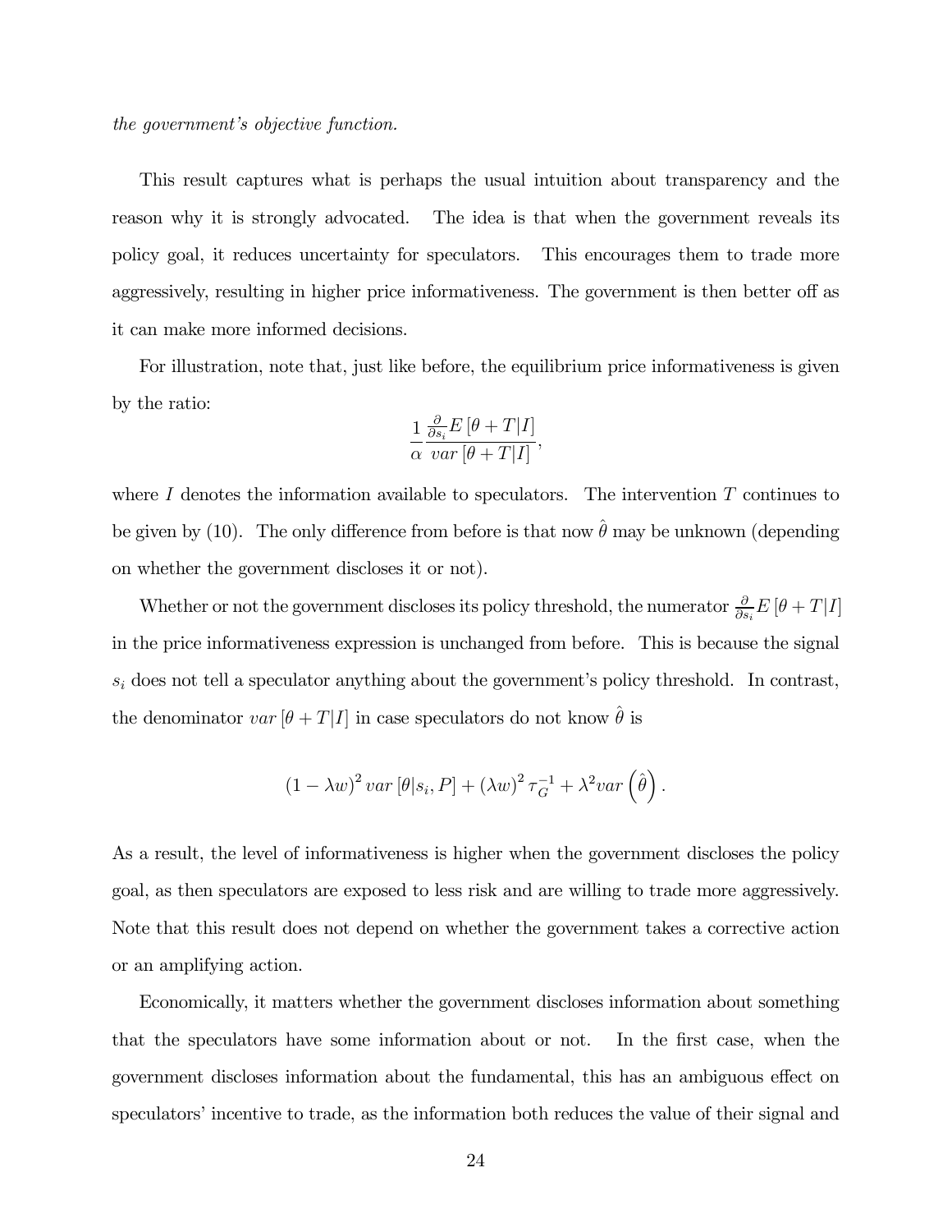*the government's objective function.*

This result captures what is perhaps the usual intuition about transparency and the reason why it is strongly advocated. The idea is that when the government reveals its policy goal, it reduces uncertainty for speculators. This encourages them to trade more aggressively, resulting in higher price informativeness. The government is then better off as it can make more informed decisions.

For illustration, note that, just like before, the equilibrium price informativeness is given by the ratio:

$$\frac{1}{\alpha} \frac{\frac{\partial}{\partial s_i} E\left[\theta + T | I\right]}{var\left[\theta + T | I\right]},$$

where $I$ denotes the information available to speculators. The intervention $T$ continues to be given by (10). The only difference from before is that now $\hat{\theta}$ may be unknown (depending on whether the government discloses it or not).

Whether or not the government discloses its policy threshold, the numerator $\frac{\partial}{\partial s_i} E\left[\theta + T | I\right]$ in the price informativeness expression is unchanged from before. This is because the signal $s_i$ does not tell a speculator anything about the government's policy threshold. In contrast, the denominator $var\left[\theta + T | I\right]$ in case speculators do not know $\hat{\theta}$ is

$$\left(1 - \lambda w\right)^2 var\left[\theta | s_i, P\right] + \left(\lambda w\right)^2 \tau_G^{-1} + \lambda^2 var\left(\hat{\theta}\right).$$

As a result, the level of informativeness is higher when the government discloses the policy goal, as then speculators are exposed to less risk and are willing to trade more aggressively. Note that this result does not depend on whether the government takes a corrective action or an amplifying action.

Economically, it matters whether the government discloses information about something that the speculators have some information about or not. In the first case, when the government discloses information about the fundamental, this has an ambiguous effect on speculators' incentive to trade, as the information both reduces the value of their signal and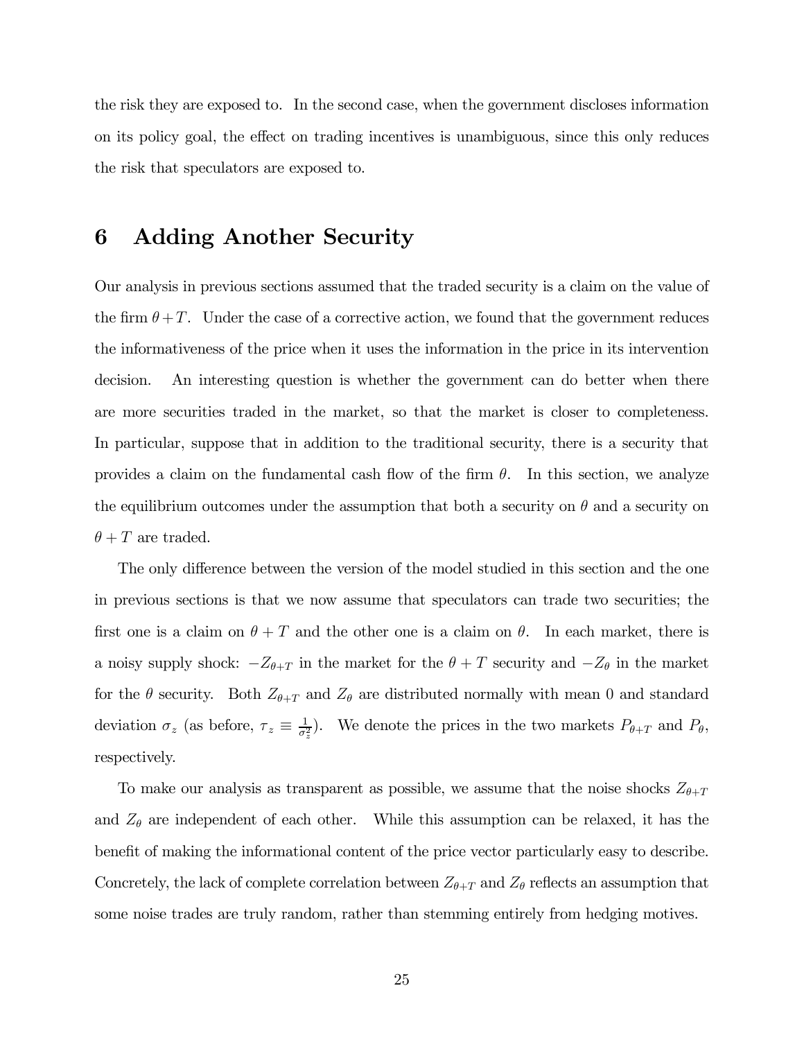the risk they are exposed to. In the second case, when the government discloses information on its policy goal, the effect on trading incentives is unambiguous, since this only reduces the risk that speculators are exposed to.

# 6 Adding Another Security

Our analysis in previous sections assumed that the traded security is a claim on the value of the firm $\theta + T$. Under the case of a corrective action, we found that the government reduces the informativeness of the price when it uses the information in the price in its intervention decision. An interesting question is whether the government can do better when there are more securities traded in the market, so that the market is closer to completeness. In particular, suppose that in addition to the traditional security, there is a security that provides a claim on the fundamental cash flow of the firm $\theta$. In this section, we analyze the equilibrium outcomes under the assumption that both a security on $\theta$ and a security on $\theta + T$ are traded.

The only difference between the version of the model studied in this section and the one in previous sections is that we now assume that speculators can trade two securities; the first one is a claim on $\theta + T$ and the other one is a claim on $\theta$. In each market, there is a noisy supply shock: $-Z_{\theta+T}$ in the market for the $\theta + T$ security and $-Z_{\theta}$ in the market for the $\theta$ security. Both $Z_{\theta+T}$ and $Z_{\theta}$ are distributed normally with mean 0 and standard deviation $\sigma_z$ (as before, $\tau_z \equiv \frac{1}{\sigma_z^2}$). We denote the prices in the two markets $P_{\theta+T}$ and $P_{\theta}$, respectively.

To make our analysis as transparent as possible, we assume that the noise shocks $Z_{\theta+T}$ and $Z_{\theta}$ are independent of each other. While this assumption can be relaxed, it has the benefit of making the informational content of the price vector particularly easy to describe. Concretely, the lack of complete correlation between $Z_{\theta+T}$ and $Z_{\theta}$ reflects an assumption that some noise trades are truly random, rather than stemming entirely from hedging motives.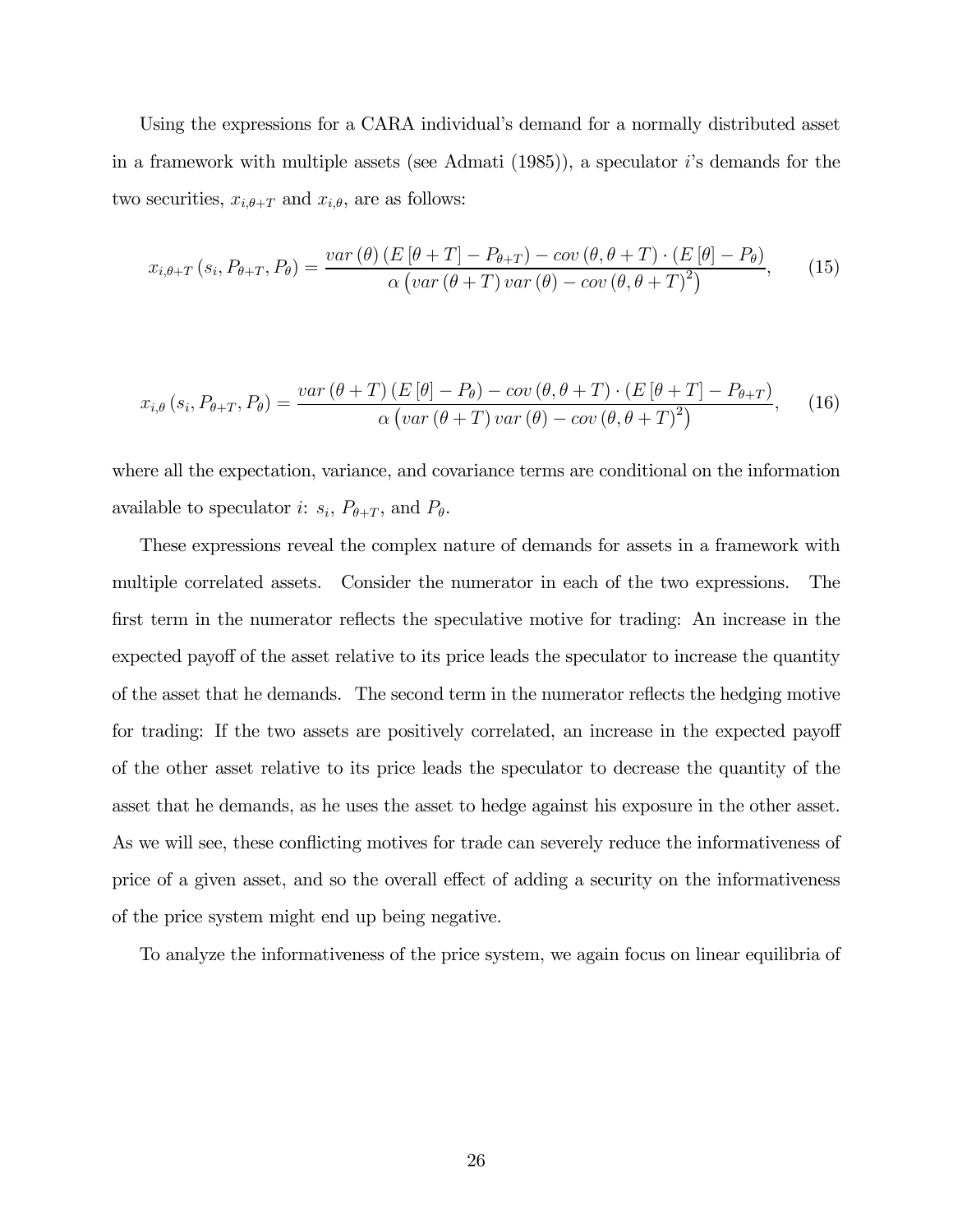Using the expressions for a CARA individual's demand for a normally distributed asset in a framework with multiple assets (see Admati (1985)), a speculator $i$'s demands for the two securities, $x_{i,\theta+T}$ and $x_{i,\theta}$, are as follows:

$$x_{i,\theta+T}\left(s_i, P_{\theta+T}, P_\theta\right) = \frac{var\left(\theta\right)\left(E\left[\theta+T\right] - P_{\theta+T}\right) - cov\left(\theta, \theta+T\right) \cdot \left(E\left[\theta\right] - P_\theta\right)}{\alpha\left(var\left(\theta+T\right) var\left(\theta\right) - cov\left(\theta, \theta+T\right)^2\right)}, \tag{15}$$

$$x_{i,\theta}\left(s_i, P_{\theta+T}, P_\theta\right) = \frac{var\left(\theta+T\right)\left(E\left[\theta\right] - P_\theta\right) - cov\left(\theta, \theta+T\right) \cdot \left(E\left[\theta+T\right] - P_{\theta+T}\right)}{\alpha\left(var\left(\theta+T\right) var\left(\theta\right) - cov\left(\theta, \theta+T\right)^2\right)}, \tag{16}$$

where all the expectation, variance, and covariance terms are conditional on the information available to speculator $i$: $s_i$, $P_{\theta+T}$, and $P_\theta$.

These expressions reveal the complex nature of demands for assets in a framework with multiple correlated assets. Consider the numerator in each of the two expressions. The first term in the numerator reflects the speculative motive for trading: An increase in the expected payoff of the asset relative to its price leads the speculator to increase the quantity of the asset that he demands. The second term in the numerator reflects the hedging motive for trading: If the two assets are positively correlated, an increase in the expected payoff of the other asset relative to its price leads the speculator to decrease the quantity of the asset that he demands, as he uses the asset to hedge against his exposure in the other asset. As we will see, these conflicting motives for trade can severely reduce the informativeness of price of a given asset, and so the overall effect of adding a security on the informativeness of the price system might end up being negative.

To analyze the informativeness of the price system, we again focus on linear equilibria of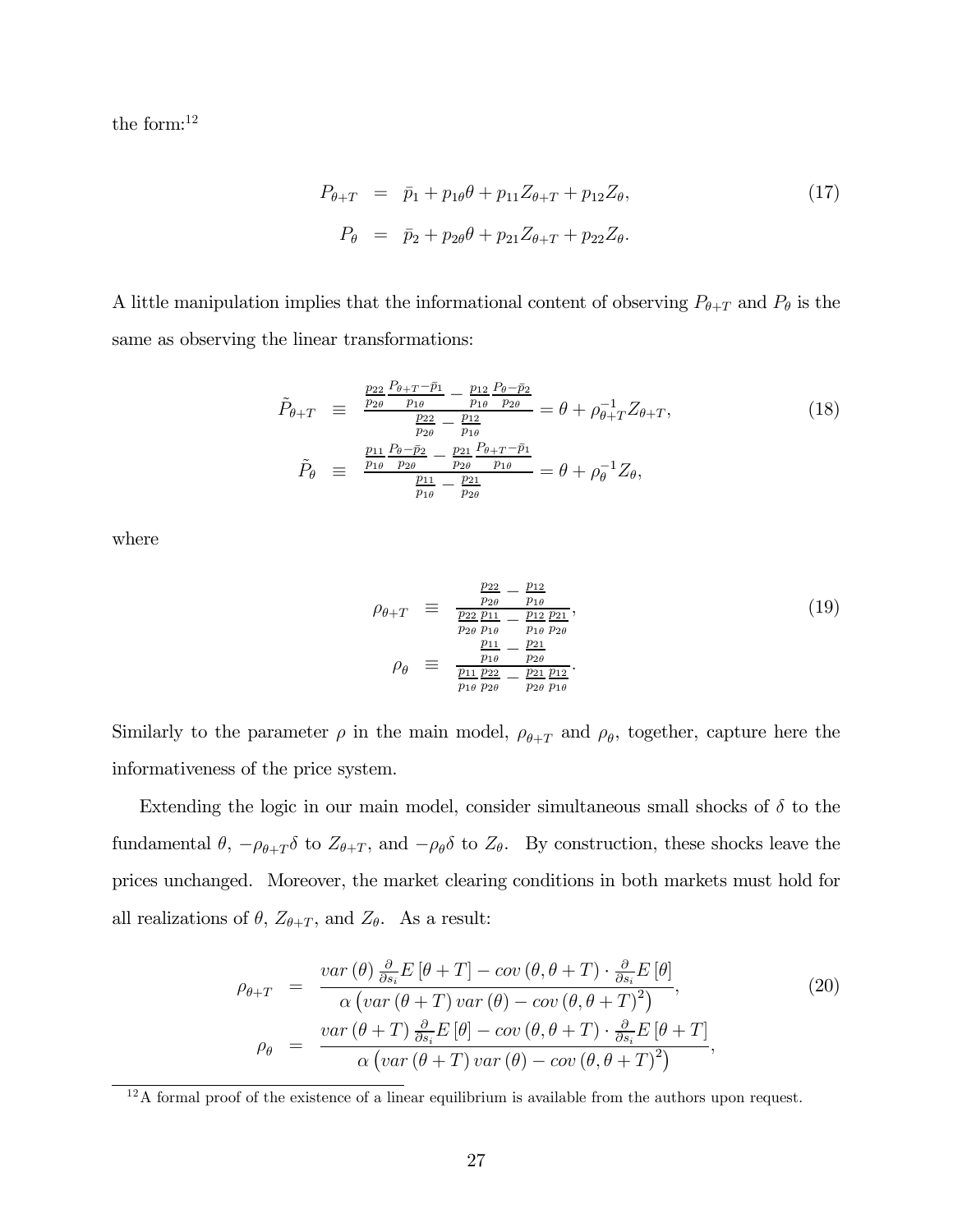the form:[12]

$$
\begin{aligned}
P_{\theta+T} &= \bar{p}_1 + p_{1\theta}\theta + p_{11}Z_{\theta+T} + p_{12}Z_{\theta}, \\
P_{\theta} &= \bar{p}_2 + p_{2\theta}\theta + p_{21}Z_{\theta+T} + p_{22}Z_{\theta}.
\end{aligned} \tag{17}
$$

A little manipulation implies that the informational content of observing $P_{\theta+T}$ and $P_\theta$ is the same as observing the linear transformations:

$$
\begin{aligned}
\tilde{P}_{\theta+T} &\equiv \frac{\frac{p_{22}}{p_{2\theta}}\frac{P_{\theta+T}-\bar{p}_1}{p_{1\theta}} - \frac{p_{12}}{p_{1\theta}}\frac{P_{\theta}-\bar{p}_2}{p_{2\theta}}}{\frac{p_{22}}{p_{2\theta}} - \frac{p_{12}}{p_{1\theta}}} = \theta + \rho_{\theta+T}^{-1}Z_{\theta+T}, \\
\tilde{P}_{\theta} &\equiv \frac{\frac{p_{11}}{p_{1\theta}}\frac{P_{\theta}-\bar{p}_2}{p_{2\theta}} - \frac{p_{21}}{p_{2\theta}}\frac{P_{\theta+T}-\bar{p}_1}{p_{1\theta}}}{\frac{p_{11}}{p_{1\theta}} - \frac{p_{21}}{p_{2\theta}}} = \theta + \rho_{\theta}^{-1}Z_{\theta},
\end{aligned} \tag{18}
$$

where

$$
\begin{aligned}
\rho_{\theta+T} &\equiv \frac{\frac{p_{22}}{p_{2\theta}} - \frac{p_{12}}{p_{1\theta}}}{\frac{p_{22}}{p_{2\theta}}\frac{p_{11}}{p_{1\theta}} - \frac{p_{12}}{p_{1\theta}}\frac{p_{21}}{p_{2\theta}}}, \\
\rho_{\theta} &\equiv \frac{\frac{p_{11}}{p_{1\theta}} - \frac{p_{21}}{p_{2\theta}}}{\frac{p_{11}}{p_{1\theta}}\frac{p_{22}}{p_{2\theta}} - \frac{p_{21}}{p_{2\theta}}\frac{p_{12}}{p_{1\theta}}}.
\end{aligned} \tag{19}
$$

Similarly to the parameter $\rho$ in the main model, $\rho_{\theta+T}$ and $\rho_\theta$, together, capture here the informativeness of the price system.

Extending the logic in our main model, consider simultaneous small shocks of $\delta$ to the fundamental $\theta$, $-\rho_{\theta+T}\delta$ to $Z_{\theta+T}$, and $-\rho_\theta\delta$ to $Z_\theta$. By construction, these shocks leave the prices unchanged. Moreover, the market clearing conditions in both markets must hold for all realizations of $\theta$, $Z_{\theta+T}$, and $Z_\theta$. As a result:

$$
\begin{aligned}
\rho_{\theta+T} &= \frac{var(\theta)\frac{\partial}{\partial s_i}E[\theta+T] - cov(\theta,\theta+T)\cdot\frac{\partial}{\partial s_i}E[\theta]}{\alpha\left(var(\theta+T)\,var(\theta) - cov(\theta,\theta+T)^2\right)}, \\
\rho_{\theta} &= \frac{var(\theta+T)\frac{\partial}{\partial s_i}E[\theta] - cov(\theta,\theta+T)\cdot\frac{\partial}{\partial s_i}E[\theta+T]}{\alpha\left(var(\theta+T)\,var(\theta) - cov(\theta,\theta+T)^2\right)},
\end{aligned} \tag{20}
$$

[12] A formal proof of the existence of a linear equilibrium is available from the authors upon request.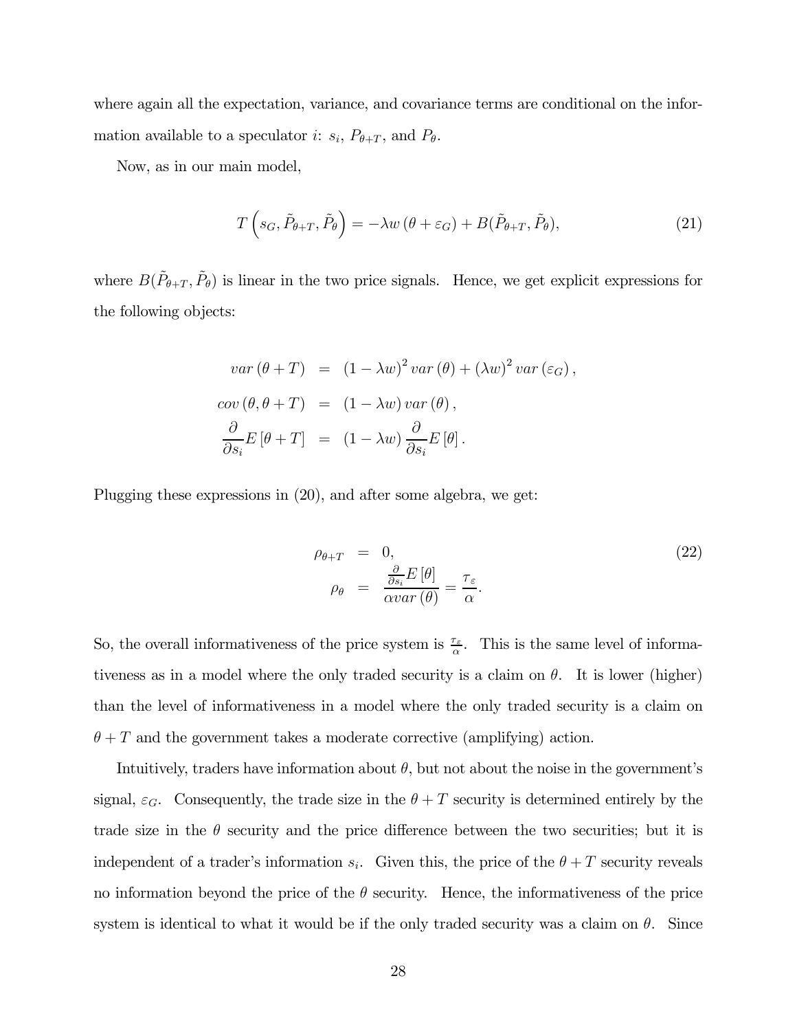where again all the expectation, variance, and covariance terms are conditional on the information available to a speculator $i$: $s_i$, $P_{\theta+T}$, and $P_\theta$.

Now, as in our main model,

$$T\left(s_G, \tilde{P}_{\theta+T}, \tilde{P}_\theta\right) = -\lambda w\left(\theta + \varepsilon_G\right) + B(\tilde{P}_{\theta+T}, \tilde{P}_\theta), \tag{21}$$

where $B(\tilde{P}_{\theta+T}, \tilde{P}_\theta)$ is linear in the two price signals. Hence, we get explicit expressions for the following objects:

$$\begin{aligned}
var\left(\theta + T\right) &= \left(1 - \lambda w\right)^2 var\left(\theta\right) + \left(\lambda w\right)^2 var\left(\varepsilon_G\right), \\
cov\left(\theta, \theta + T\right) &= \left(1 - \lambda w\right) var\left(\theta\right), \\
\frac{\partial}{\partial s_i} E\left[\theta + T\right] &= \left(1 - \lambda w\right) \frac{\partial}{\partial s_i} E\left[\theta\right].
\end{aligned}$$

Plugging these expressions in (20), and after some algebra, we get:

$$\begin{aligned}
\rho_{\theta+T} &= 0, \\
\rho_\theta &= \frac{\frac{\partial}{\partial s_i} E\left[\theta\right]}{\alpha var\left(\theta\right)} = \frac{\tau_\varepsilon}{\alpha}.
\end{aligned} \tag{22}$$

So, the overall informativeness of the price system is $\frac{\tau_\varepsilon}{\alpha}$. This is the same level of informativeness as in a model where the only traded security is a claim on $\theta$. It is lower (higher) than the level of informativeness in a model where the only traded security is a claim on $\theta + T$ and the government takes a moderate corrective (amplifying) action.

Intuitively, traders have information about $\theta$, but not about the noise in the government's signal, $\varepsilon_G$. Consequently, the trade size in the $\theta + T$ security is determined entirely by the trade size in the $\theta$ security and the price difference between the two securities; but it is independent of a trader's information $s_i$. Given this, the price of the $\theta + T$ security reveals no information beyond the price of the $\theta$ security. Hence, the informativeness of the price system is identical to what it would be if the only traded security was a claim on $\theta$. Since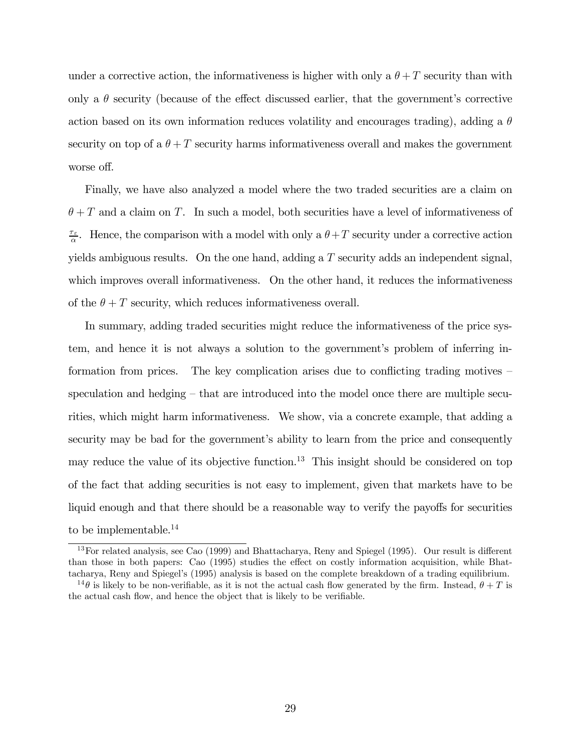under a corrective action, the informativeness is higher with only a $\theta + T$ security than with only a $\theta$ security (because of the effect discussed earlier, that the government's corrective action based on its own information reduces volatility and encourages trading), adding a $\theta$ security on top of a $\theta + T$ security harms informativeness overall and makes the government worse off.

Finally, we have also analyzed a model where the two traded securities are a claim on $\theta + T$ and a claim on $T$. In such a model, both securities have a level of informativeness of $\frac{\tau_\varepsilon}{\alpha}$. Hence, the comparison with a model with only a $\theta + T$ security under a corrective action yields ambiguous results. On the one hand, adding a $T$ security adds an independent signal, which improves overall informativeness. On the other hand, it reduces the informativeness of the $\theta + T$ security, which reduces informativeness overall.

In summary, adding traded securities might reduce the informativeness of the price system, and hence it is not always a solution to the government's problem of inferring information from prices. The key complication arises due to conflicting trading motives – speculation and hedging – that are introduced into the model once there are multiple securities, which might harm informativeness. We show, via a concrete example, that adding a security may be bad for the government's ability to learn from the price and consequently may reduce the value of its objective function.[13] This insight should be considered on top of the fact that adding securities is not easy to implement, given that markets have to be liquid enough and that there should be a reasonable way to verify the payoffs for securities to be implementable.[14]

---

[13] For related analysis, see Cao (1999) and Bhattacharya, Reny and Spiegel (1995). Our result is different than those in both papers: Cao (1995) studies the effect on costly information acquisition, while Bhattacharya, Reny and Spiegel's (1995) analysis is based on the complete breakdown of a trading equilibrium.

[14] $\theta$ is likely to be non-verifiable, as it is not the actual cash flow generated by the firm. Instead, $\theta + T$ is the actual cash flow, and hence the object that is likely to be verifiable.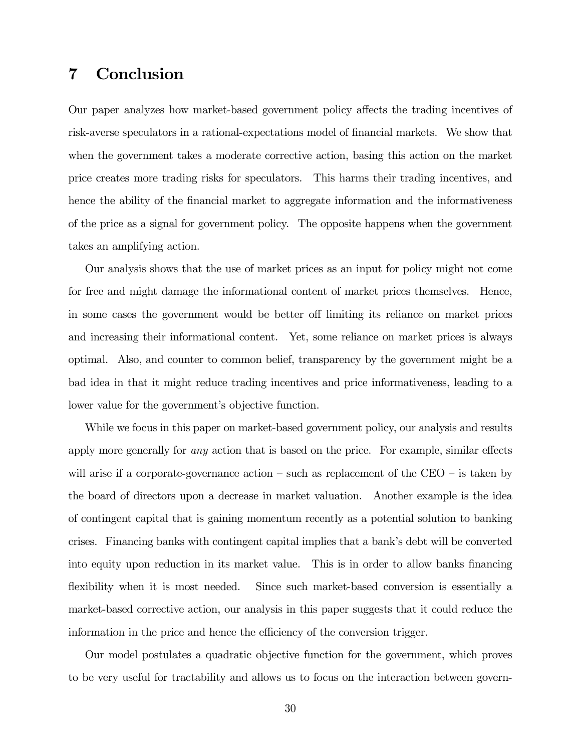# 7 Conclusion

Our paper analyzes how market-based government policy affects the trading incentives of risk-averse speculators in a rational-expectations model of financial markets. We show that when the government takes a moderate corrective action, basing this action on the market price creates more trading risks for speculators. This harms their trading incentives, and hence the ability of the financial market to aggregate information and the informativeness of the price as a signal for government policy. The opposite happens when the government takes an amplifying action.

Our analysis shows that the use of market prices as an input for policy might not come for free and might damage the informational content of market prices themselves. Hence, in some cases the government would be better off limiting its reliance on market prices and increasing their informational content. Yet, some reliance on market prices is always optimal. Also, and counter to common belief, transparency by the government might be a bad idea in that it might reduce trading incentives and price informativeness, leading to a lower value for the government's objective function.

While we focus in this paper on market-based government policy, our analysis and results apply more generally for *any* action that is based on the price. For example, similar effects will arise if a corporate-governance action – such as replacement of the CEO – is taken by the board of directors upon a decrease in market valuation. Another example is the idea of contingent capital that is gaining momentum recently as a potential solution to banking crises. Financing banks with contingent capital implies that a bank's debt will be converted into equity upon reduction in its market value. This is in order to allow banks financing flexibility when it is most needed. Since such market-based conversion is essentially a market-based corrective action, our analysis in this paper suggests that it could reduce the information in the price and hence the efficiency of the conversion trigger.

Our model postulates a quadratic objective function for the government, which proves to be very useful for tractability and allows us to focus on the interaction between govern-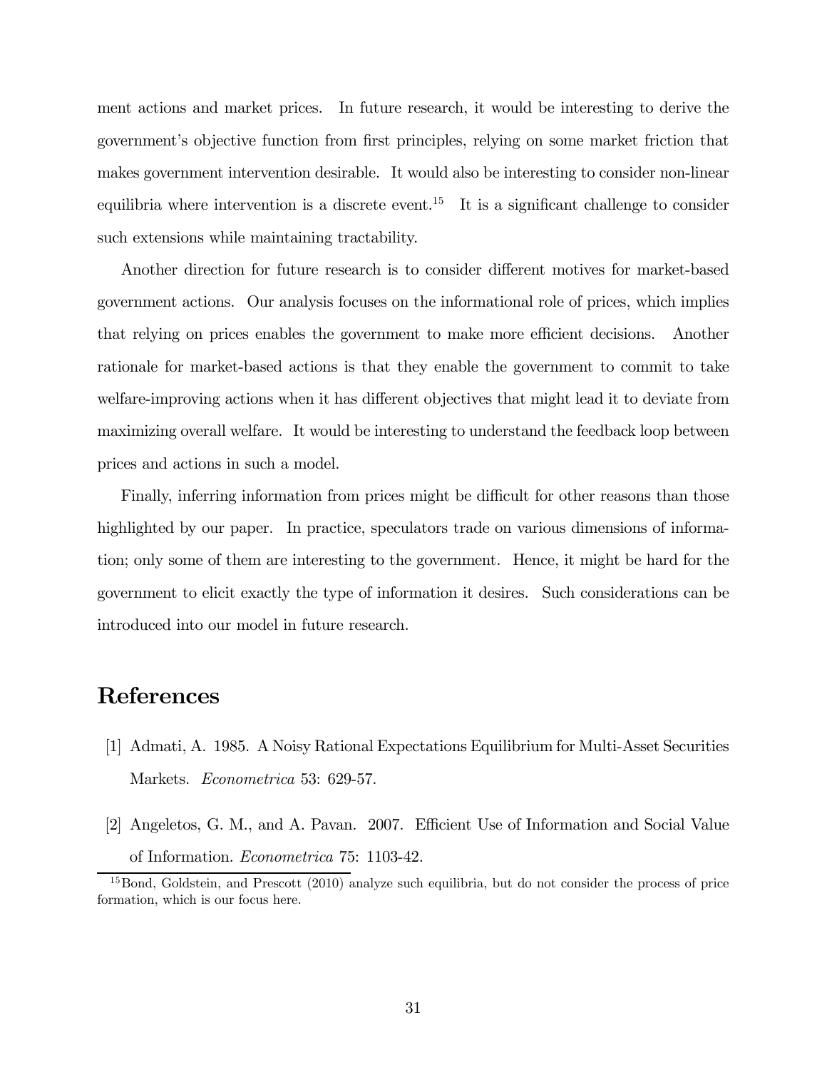ment actions and market prices. In future research, it would be interesting to derive the government's objective function from first principles, relying on some market friction that makes government intervention desirable. It would also be interesting to consider non-linear equilibria where intervention is a discrete event.[15] It is a significant challenge to consider such extensions while maintaining tractability.

Another direction for future research is to consider different motives for market-based government actions. Our analysis focuses on the informational role of prices, which implies that relying on prices enables the government to make more efficient decisions. Another rationale for market-based actions is that they enable the government to commit to take welfare-improving actions when it has different objectives that might lead it to deviate from maximizing overall welfare. It would be interesting to understand the feedback loop between prices and actions in such a model.

Finally, inferring information from prices might be difficult for other reasons than those highlighted by our paper. In practice, speculators trade on various dimensions of information; only some of them are interesting to the government. Hence, it might be hard for the government to elicit exactly the type of information it desires. Such considerations can be introduced into our model in future research.

# References

[1] Admati, A. 1985. A Noisy Rational Expectations Equilibrium for Multi-Asset Securities Markets. *Econometrica* 53: 629-57.

[2] Angeletos, G. M., and A. Pavan. 2007. Efficient Use of Information and Social Value of Information. *Econometrica* 75: 1103-42.

[15] Bond, Goldstein, and Prescott (2010) analyze such equilibria, but do not consider the process of price formation, which is our focus here.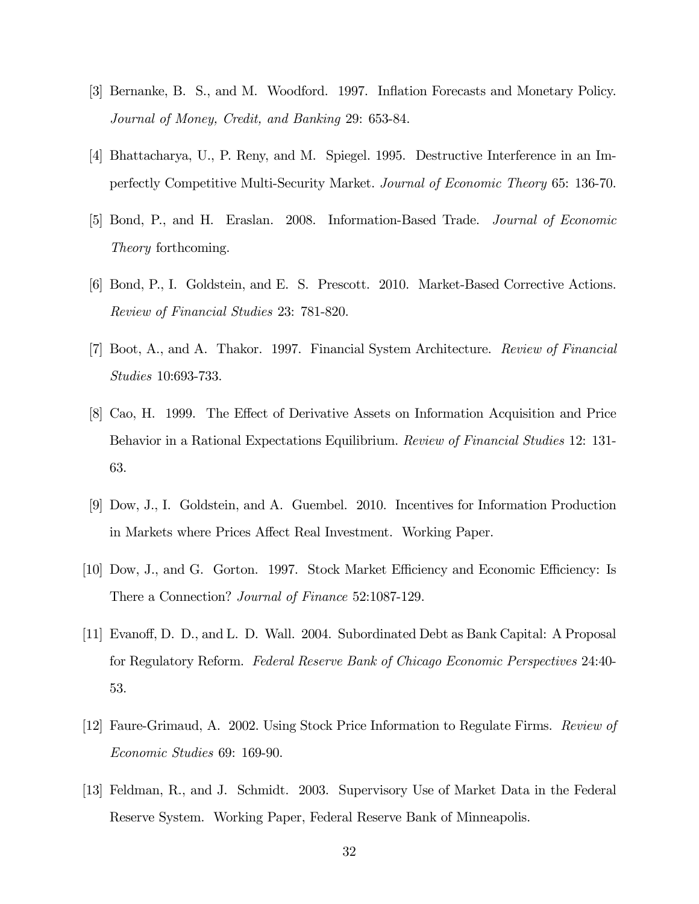[3] Bernanke, B. S., and M. Woodford. 1997. Inflation Forecasts and Monetary Policy. *Journal of Money, Credit, and Banking* 29: 653-84.

[4] Bhattacharya, U., P. Reny, and M. Spiegel. 1995. Destructive Interference in an Imperfectly Competitive Multi-Security Market. *Journal of Economic Theory* 65: 136-70.

[5] Bond, P., and H. Eraslan. 2008. Information-Based Trade. *Journal of Economic Theory* forthcoming.

[6] Bond, P., I. Goldstein, and E. S. Prescott. 2010. Market-Based Corrective Actions. *Review of Financial Studies* 23: 781-820.

[7] Boot, A., and A. Thakor. 1997. Financial System Architecture. *Review of Financial Studies* 10:693-733.

[8] Cao, H. 1999. The Effect of Derivative Assets on Information Acquisition and Price Behavior in a Rational Expectations Equilibrium. *Review of Financial Studies* 12: 131-63.

[9] Dow, J., I. Goldstein, and A. Guembel. 2010. Incentives for Information Production in Markets where Prices Affect Real Investment. Working Paper.

[10] Dow, J., and G. Gorton. 1997. Stock Market Efficiency and Economic Efficiency: Is There a Connection? *Journal of Finance* 52:1087-129.

[11] Evanoff, D. D., and L. D. Wall. 2004. Subordinated Debt as Bank Capital: A Proposal for Regulatory Reform. *Federal Reserve Bank of Chicago Economic Perspectives* 24:40-53.

[12] Faure-Grimaud, A. 2002. Using Stock Price Information to Regulate Firms. *Review of Economic Studies* 69: 169-90.

[13] Feldman, R., and J. Schmidt. 2003. Supervisory Use of Market Data in the Federal Reserve System. Working Paper, Federal Reserve Bank of Minneapolis.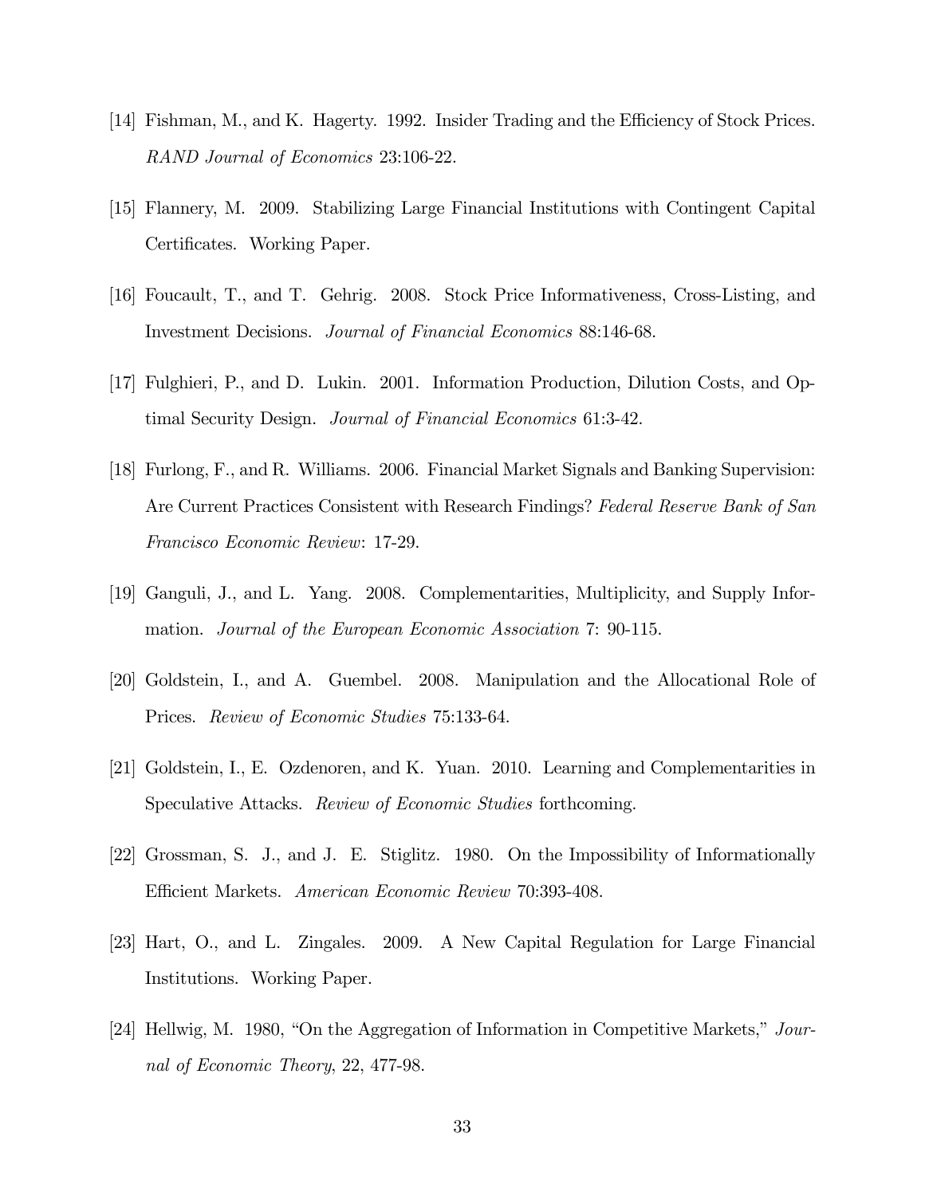[14] Fishman, M., and K. Hagerty. 1992. Insider Trading and the Efficiency of Stock Prices. *RAND Journal of Economics* 23:106-22.

[15] Flannery, M. 2009. Stabilizing Large Financial Institutions with Contingent Capital Certificates. Working Paper.

[16] Foucault, T., and T. Gehrig. 2008. Stock Price Informativeness, Cross-Listing, and Investment Decisions. *Journal of Financial Economics* 88:146-68.

[17] Fulghieri, P., and D. Lukin. 2001. Information Production, Dilution Costs, and Optimal Security Design. *Journal of Financial Economics* 61:3-42.

[18] Furlong, F., and R. Williams. 2006. Financial Market Signals and Banking Supervision: Are Current Practices Consistent with Research Findings? *Federal Reserve Bank of San Francisco Economic Review*: 17-29.

[19] Ganguli, J., and L. Yang. 2008. Complementarities, Multiplicity, and Supply Information. *Journal of the European Economic Association* 7: 90-115.

[20] Goldstein, I., and A. Guembel. 2008. Manipulation and the Allocational Role of Prices. *Review of Economic Studies* 75:133-64.

[21] Goldstein, I., E. Ozdenoren, and K. Yuan. 2010. Learning and Complementarities in Speculative Attacks. *Review of Economic Studies* forthcoming.

[22] Grossman, S. J., and J. E. Stiglitz. 1980. On the Impossibility of Informationally Efficient Markets. *American Economic Review* 70:393-408.

[23] Hart, O., and L. Zingales. 2009. A New Capital Regulation for Large Financial Institutions. Working Paper.

[24] Hellwig, M. 1980, "On the Aggregation of Information in Competitive Markets," *Journal of Economic Theory*, 22, 477-98.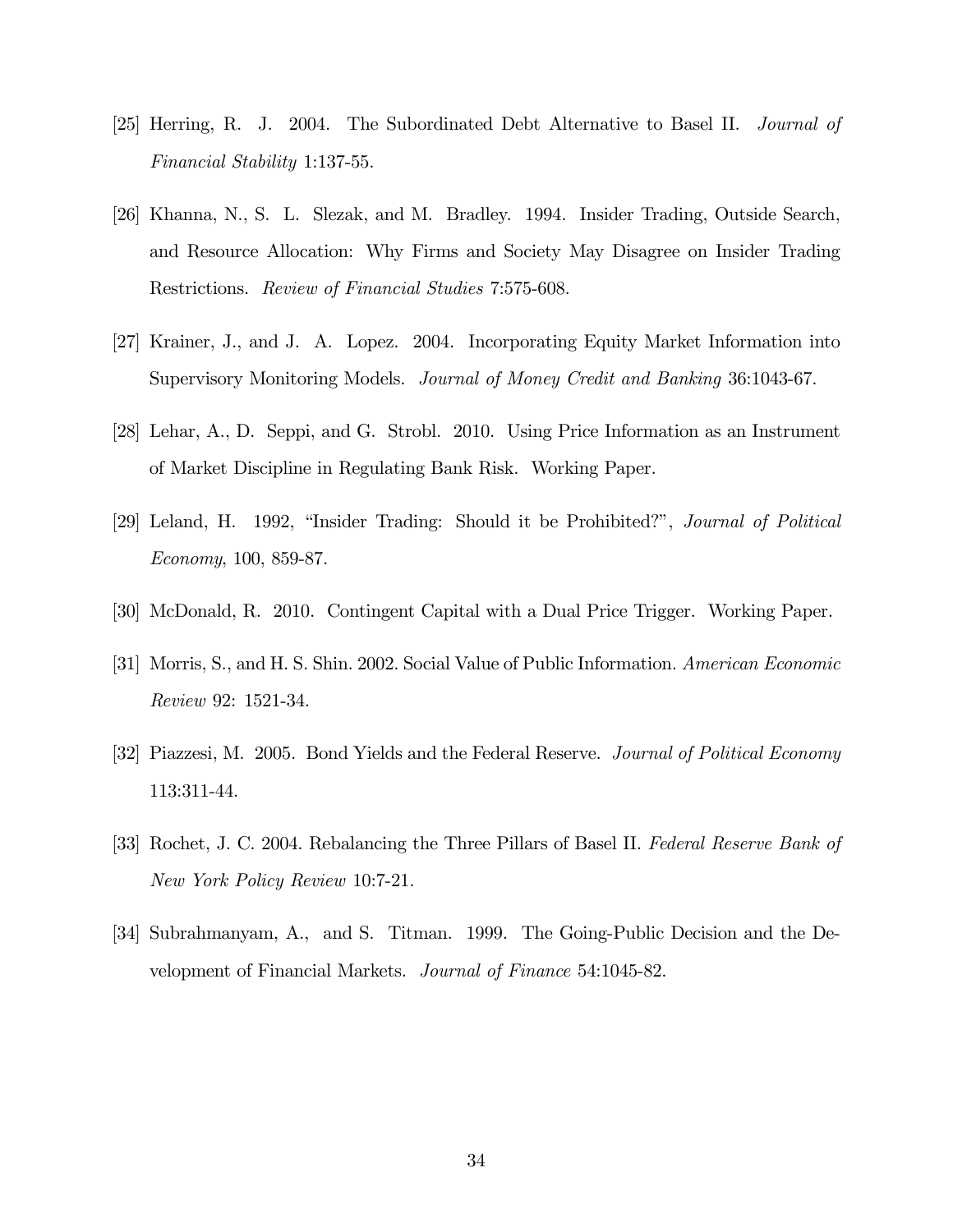[25] Herring, R. J. 2004. The Subordinated Debt Alternative to Basel II. *Journal of Financial Stability* 1:137-55.

[26] Khanna, N., S. L. Slezak, and M. Bradley. 1994. Insider Trading, Outside Search, and Resource Allocation: Why Firms and Society May Disagree on Insider Trading Restrictions. *Review of Financial Studies* 7:575-608.

[27] Krainer, J., and J. A. Lopez. 2004. Incorporating Equity Market Information into Supervisory Monitoring Models. *Journal of Money Credit and Banking* 36:1043-67.

[28] Lehar, A., D. Seppi, and G. Strobl. 2010. Using Price Information as an Instrument of Market Discipline in Regulating Bank Risk. Working Paper.

[29] Leland, H. 1992, "Insider Trading: Should it be Prohibited?", *Journal of Political Economy*, 100, 859-87.

[30] McDonald, R. 2010. Contingent Capital with a Dual Price Trigger. Working Paper.

[31] Morris, S., and H. S. Shin. 2002. Social Value of Public Information. *American Economic Review* 92: 1521-34.

[32] Piazzesi, M. 2005. Bond Yields and the Federal Reserve. *Journal of Political Economy* 113:311-44.

[33] Rochet, J. C. 2004. Rebalancing the Three Pillars of Basel II. *Federal Reserve Bank of New York Policy Review* 10:7-21.

[34] Subrahmanyam, A., and S. Titman. 1999. The Going-Public Decision and the Development of Financial Markets. *Journal of Finance* 54:1045-82.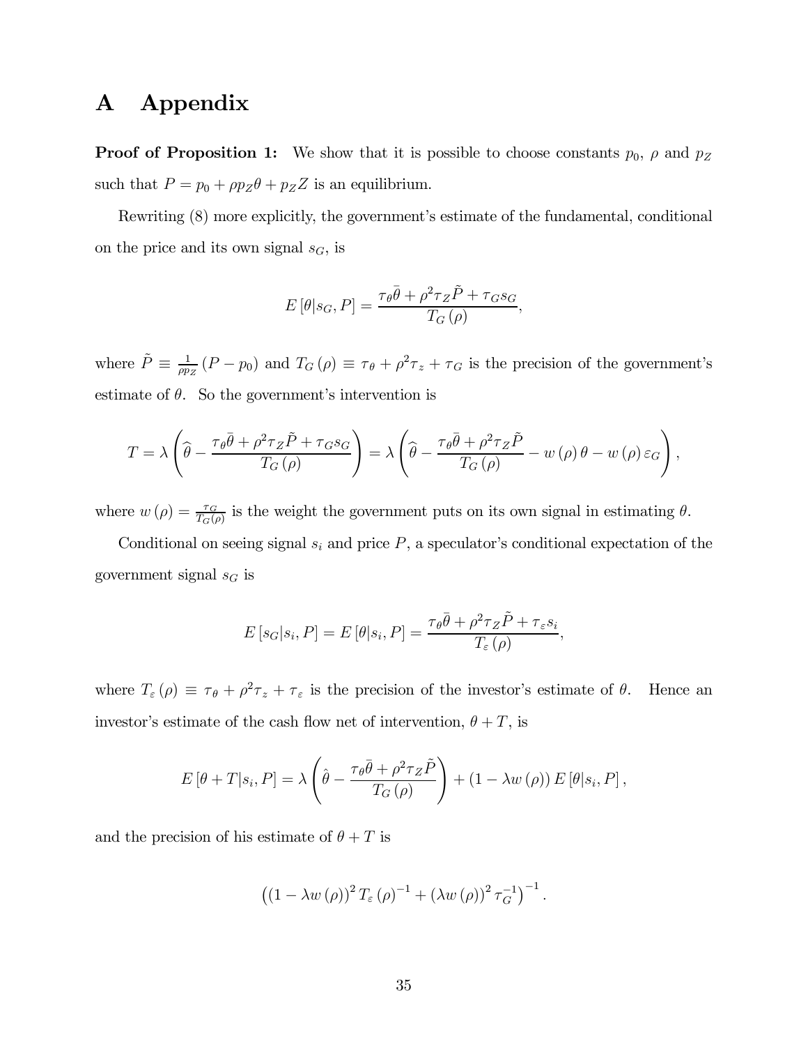# A Appendix

**Proof of Proposition 1:** We show that it is possible to choose constants $p_0$, $\rho$ and $p_Z$ such that $P = p_0 + \rho p_Z \theta + p_Z Z$ is an equilibrium.

Rewriting (8) more explicitly, the government's estimate of the fundamental, conditional on the price and its own signal $s_G$, is

$$E[\theta | s_G, P] = \frac{\tau_\theta \bar{\theta} + \rho^2 \tau_Z \tilde{P} + \tau_G s_G}{T_G(\rho)},$$

where $\tilde{P} \equiv \frac{1}{\rho p_Z}(P - p_0)$ and $T_G(\rho) \equiv \tau_\theta + \rho^2 \tau_z + \tau_G$ is the precision of the government's estimate of $\theta$. So the government's intervention is

$$T = \lambda \left( \widehat{\theta} - \frac{\tau_\theta \bar{\theta} + \rho^2 \tau_Z \tilde{P} + \tau_G s_G}{T_G(\rho)} \right) = \lambda \left( \widehat{\theta} - \frac{\tau_\theta \bar{\theta} + \rho^2 \tau_Z \tilde{P}}{T_G(\rho)} - w(\rho)\theta - w(\rho)\varepsilon_G \right),$$

where $w(\rho) = \frac{\tau_G}{T_G(\rho)}$ is the weight the government puts on its own signal in estimating $\theta$.

Conditional on seeing signal $s_i$ and price $P$, a speculator's conditional expectation of the government signal $s_G$ is

$$E[s_G | s_i, P] = E[\theta | s_i, P] = \frac{\tau_\theta \bar{\theta} + \rho^2 \tau_Z \tilde{P} + \tau_\varepsilon s_i}{T_\varepsilon(\rho)},$$

where $T_\varepsilon(\rho) \equiv \tau_\theta + \rho^2 \tau_z + \tau_\varepsilon$ is the precision of the investor's estimate of $\theta$. Hence an investor's estimate of the cash flow net of intervention, $\theta + T$, is

$$E[\theta + T | s_i, P] = \lambda \left( \hat{\theta} - \frac{\tau_\theta \bar{\theta} + \rho^2 \tau_Z \tilde{P}}{T_G(\rho)} \right) + (1 - \lambda w(\rho)) E[\theta | s_i, P],$$

and the precision of his estimate of $\theta + T$ is

$$\left( (1 - \lambda w(\rho))^2 T_\varepsilon(\rho)^{-1} + (\lambda w(\rho))^2 \tau_G^{-1} \right)^{-1}.$$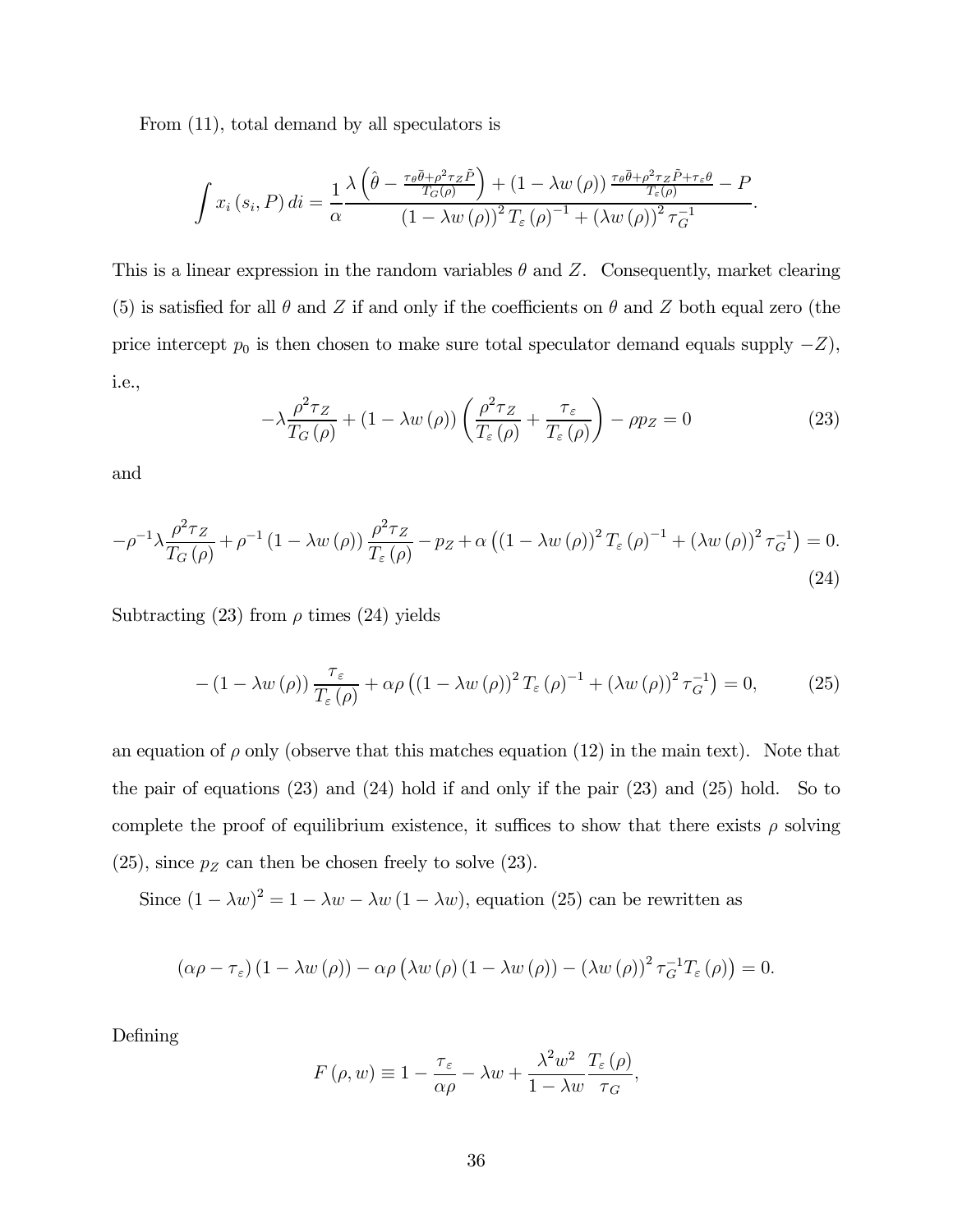From (11), total demand by all speculators is

$$\int x_i(s_i, P)\, di = \frac{1}{\alpha} \frac{\lambda\left(\hat{\theta} - \frac{\tau_\theta \bar{\theta} + \rho^2 \tau_Z \tilde{P}}{T_G(\rho)}\right) + (1 - \lambda w(\rho)) \frac{\tau_\theta \bar{\theta} + \rho^2 \tau_Z \tilde{P} + \tau_\varepsilon \theta}{T_\varepsilon(\rho)} - P}{(1 - \lambda w(\rho))^2 T_\varepsilon(\rho)^{-1} + (\lambda w(\rho))^2 \tau_G^{-1}}.$$

This is a linear expression in the random variables $\theta$ and $Z$. Consequently, market clearing (5) is satisfied for all $\theta$ and $Z$ if and only if the coefficients on $\theta$ and $Z$ both equal zero (the price intercept $p_0$ is then chosen to make sure total speculator demand equals supply $-Z$), i.e.,

$$-\lambda \frac{\rho^2 \tau_Z}{T_G(\rho)} + (1 - \lambda w(\rho)) \left(\frac{\rho^2 \tau_Z}{T_\varepsilon(\rho)} + \frac{\tau_\varepsilon}{T_\varepsilon(\rho)}\right) - \rho p_Z = 0 \tag{23}$$

and

$$-\rho^{-1} \lambda \frac{\rho^2 \tau_Z}{T_G(\rho)} + \rho^{-1} (1 - \lambda w(\rho)) \frac{\rho^2 \tau_Z}{T_\varepsilon(\rho)} - p_Z + \alpha \left((1 - \lambda w(\rho))^2 T_\varepsilon(\rho)^{-1} + (\lambda w(\rho))^2 \tau_G^{-1}\right) = 0. \tag{24}$$

Subtracting (23) from $\rho$ times (24) yields

$$-(1 - \lambda w(\rho)) \frac{\tau_\varepsilon}{T_\varepsilon(\rho)} + \alpha \rho \left((1 - \lambda w(\rho))^2 T_\varepsilon(\rho)^{-1} + (\lambda w(\rho))^2 \tau_G^{-1}\right) = 0, \tag{25}$$

an equation of $\rho$ only (observe that this matches equation (12) in the main text). Note that the pair of equations (23) and (24) hold if and only if the pair (23) and (25) hold. So to complete the proof of equilibrium existence, it suffices to show that there exists $\rho$ solving (25), since $p_Z$ can then be chosen freely to solve (23).

Since $(1 - \lambda w)^2 = 1 - \lambda w - \lambda w (1 - \lambda w)$, equation (25) can be rewritten as

$$(\alpha \rho - \tau_\varepsilon)(1 - \lambda w(\rho)) - \alpha \rho \left(\lambda w(\rho)(1 - \lambda w(\rho)) - (\lambda w(\rho))^2 \tau_G^{-1} T_\varepsilon(\rho)\right) = 0.$$

Defining

$$F(\rho, w) \equiv 1 - \frac{\tau_\varepsilon}{\alpha \rho} - \lambda w + \frac{\lambda^2 w^2}{1 - \lambda w} \frac{T_\varepsilon(\rho)}{\tau_G},$$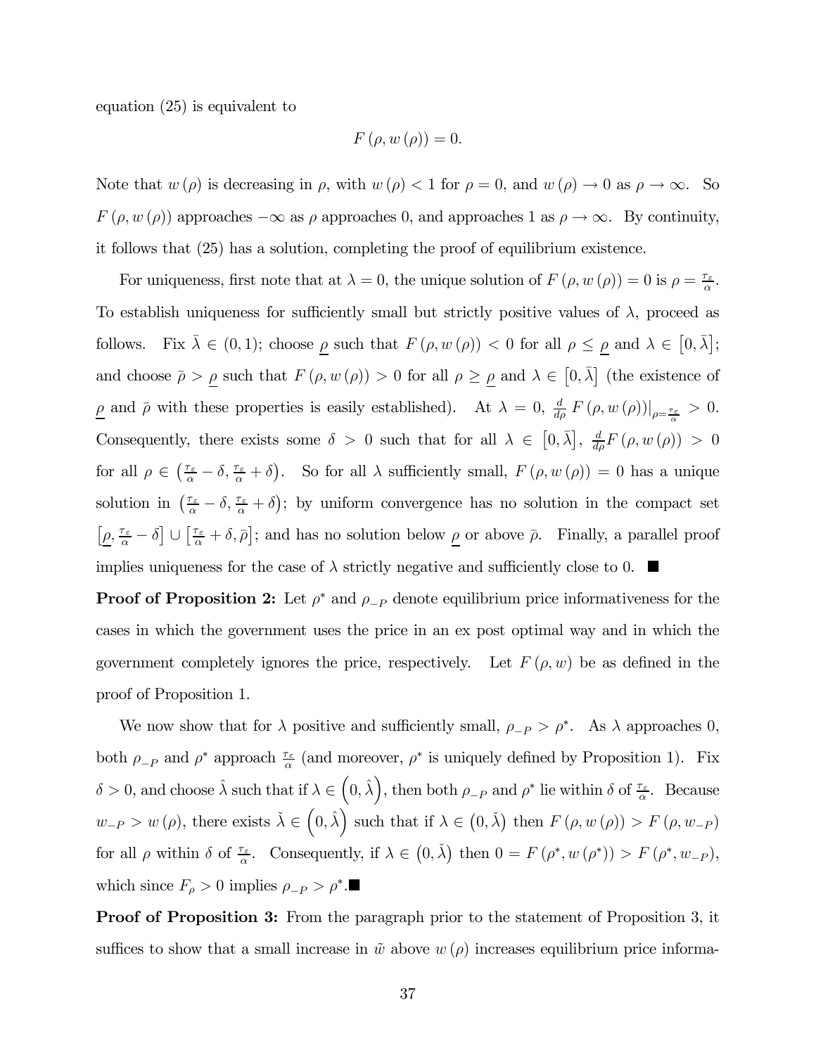equation (25) is equivalent to

$$F(\rho, w(\rho)) = 0.$$

Note that $w(\rho)$ is decreasing in $\rho$, with $w(\rho) < 1$ for $\rho = 0$, and $w(\rho) \to 0$ as $\rho \to \infty$. So $F(\rho, w(\rho))$ approaches $-\infty$ as $\rho$ approaches 0, and approaches 1 as $\rho \to \infty$. By continuity, it follows that (25) has a solution, completing the proof of equilibrium existence.

For uniqueness, first note that at $\lambda = 0$, the unique solution of $F(\rho, w(\rho)) = 0$ is $\rho = \frac{\tau_\varepsilon}{\alpha}$. To establish uniqueness for sufficiently small but strictly positive values of $\lambda$, proceed as follows. Fix $\bar{\lambda} \in (0, 1)$; choose $\underline{\rho}$ such that $F(\rho, w(\rho)) < 0$ for all $\rho \leq \underline{\rho}$ and $\lambda \in [0, \bar{\lambda}]$; and choose $\bar{\rho} > \underline{\rho}$ such that $F(\rho, w(\rho)) > 0$ for all $\rho \geq \underline{\rho}$ and $\lambda \in [0, \bar{\lambda}]$ (the existence of $\underline{\rho}$ and $\bar{\rho}$ with these properties is easily established). At $\lambda = 0$, $\frac{d}{d\rho} F(\rho, w(\rho))|_{\rho = \frac{\tau_\varepsilon}{\alpha}} > 0$. Consequently, there exists some $\delta > 0$ such that for all $\lambda \in [0, \bar{\lambda}]$, $\frac{d}{d\rho} F(\rho, w(\rho)) > 0$ for all $\rho \in \left(\frac{\tau_\varepsilon}{\alpha} - \delta, \frac{\tau_\varepsilon}{\alpha} + \delta\right)$. So for all $\lambda$ sufficiently small, $F(\rho, w(\rho)) = 0$ has a unique solution in $\left(\frac{\tau_\varepsilon}{\alpha} - \delta, \frac{\tau_\varepsilon}{\alpha} + \delta\right)$; by uniform convergence has no solution in the compact set $\left[\underline{\rho}, \frac{\tau_\varepsilon}{\alpha} - \delta\right] \cup \left[\frac{\tau_\varepsilon}{\alpha} + \delta, \bar{\rho}\right]$; and has no solution below $\underline{\rho}$ or above $\bar{\rho}$. Finally, a parallel proof implies uniqueness for the case of $\lambda$ strictly negative and sufficiently close to 0. ■

**Proof of Proposition 2:** Let $\rho^*$ and $\rho_{-P}$ denote equilibrium price informativeness for the cases in which the government uses the price in an ex post optimal way and in which the government completely ignores the price, respectively. Let $F(\rho, w)$ be as defined in the proof of Proposition 1.

We now show that for $\lambda$ positive and sufficiently small, $\rho_{-P} > \rho^*$. As $\lambda$ approaches 0, both $\rho_{-P}$ and $\rho^*$ approach $\frac{\tau_\varepsilon}{\alpha}$ (and moreover, $\rho^*$ is uniquely defined by Proposition 1). Fix $\delta > 0$, and choose $\hat{\lambda}$ such that if $\lambda \in (0, \hat{\lambda})$, then both $\rho_{-P}$ and $\rho^*$ lie within $\delta$ of $\frac{\tau_\varepsilon}{\alpha}$. Because $w_{-P} > w(\rho)$, there exists $\check{\lambda} \in (0, \hat{\lambda})$ such that if $\lambda \in (0, \check{\lambda})$ then $F(\rho, w(\rho)) > F(\rho, w_{-P})$ for all $\rho$ within $\delta$ of $\frac{\tau_\varepsilon}{\alpha}$. Consequently, if $\lambda \in (0, \check{\lambda})$ then $0 = F(\rho^*, w(\rho^*)) > F(\rho^*, w_{-P})$, which since $F_\rho > 0$ implies $\rho_{-P} > \rho^*$.■

**Proof of Proposition 3:** From the paragraph prior to the statement of Proposition 3, it suffices to show that a small increase in $\tilde{w}$ above $w(\rho)$ increases equilibrium price informa-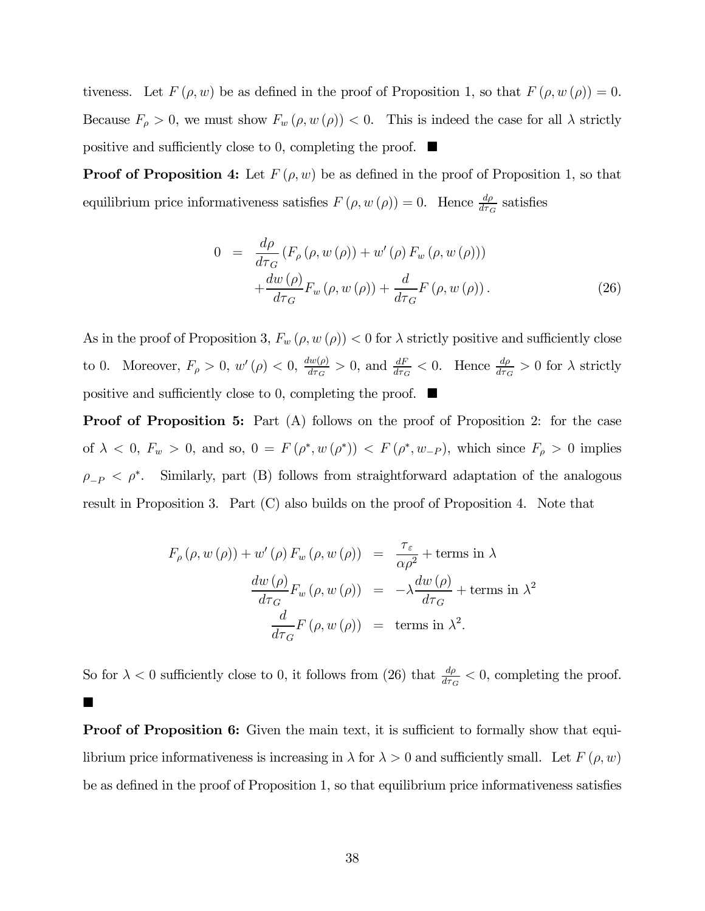tiveness. Let $F(\rho, w)$ be as defined in the proof of Proposition 1, so that $F(\rho, w(\rho)) = 0$. Because $F_\rho > 0$, we must show $F_w(\rho, w(\rho)) < 0$. This is indeed the case for all $\lambda$ strictly positive and sufficiently close to 0, completing the proof. ■

**Proof of Proposition 4:** Let $F(\rho, w)$ be as defined in the proof of Proposition 1, so that equilibrium price informativeness satisfies $F(\rho, w(\rho)) = 0$. Hence $\frac{d\rho}{d\tau_G}$ satisfies

$$
\begin{aligned}
0 &= \frac{d\rho}{d\tau_G}\left(F_\rho(\rho, w(\rho)) + w'(\rho) F_w(\rho, w(\rho))\right) \\
&\quad + \frac{dw(\rho)}{d\tau_G} F_w(\rho, w(\rho)) + \frac{d}{d\tau_G} F(\rho, w(\rho)). 
\end{aligned} \tag{26}
$$

As in the proof of Proposition 3, $F_w(\rho, w(\rho)) < 0$ for $\lambda$ strictly positive and sufficiently close to 0. Moreover, $F_\rho > 0$, $w'(\rho) < 0$, $\frac{dw(\rho)}{d\tau_G} > 0$, and $\frac{dF}{d\tau_G} < 0$. Hence $\frac{d\rho}{d\tau_G} > 0$ for $\lambda$ strictly positive and sufficiently close to 0, completing the proof. ■

**Proof of Proposition 5:** Part (A) follows on the proof of Proposition 2: for the case of $\lambda < 0$, $F_w > 0$, and so, $0 = F(\rho^*, w(\rho^*)) < F(\rho^*, w_{-P})$, which since $F_\rho > 0$ implies $\rho_{-P} < \rho^*$. Similarly, part (B) follows from straightforward adaptation of the analogous result in Proposition 3. Part (C) also builds on the proof of Proposition 4. Note that

$$
\begin{aligned}
F_\rho(\rho, w(\rho)) + w'(\rho) F_w(\rho, w(\rho)) &= \frac{\tau_\varepsilon}{\alpha \rho^2} + \text{terms in } \lambda \\
\frac{dw(\rho)}{d\tau_G} F_w(\rho, w(\rho)) &= -\lambda \frac{dw(\rho)}{d\tau_G} + \text{terms in } \lambda^2 \\
\frac{d}{d\tau_G} F(\rho, w(\rho)) &= \text{terms in } \lambda^2.
\end{aligned}
$$

So for $\lambda < 0$ sufficiently close to 0, it follows from (26) that $\frac{d\rho}{d\tau_G} < 0$, completing the proof. ■

**Proof of Proposition 6:** Given the main text, it is sufficient to formally show that equilibrium price informativeness is increasing in $\lambda$ for $\lambda > 0$ and sufficiently small. Let $F(\rho, w)$ be as defined in the proof of Proposition 1, so that equilibrium price informativeness satisfies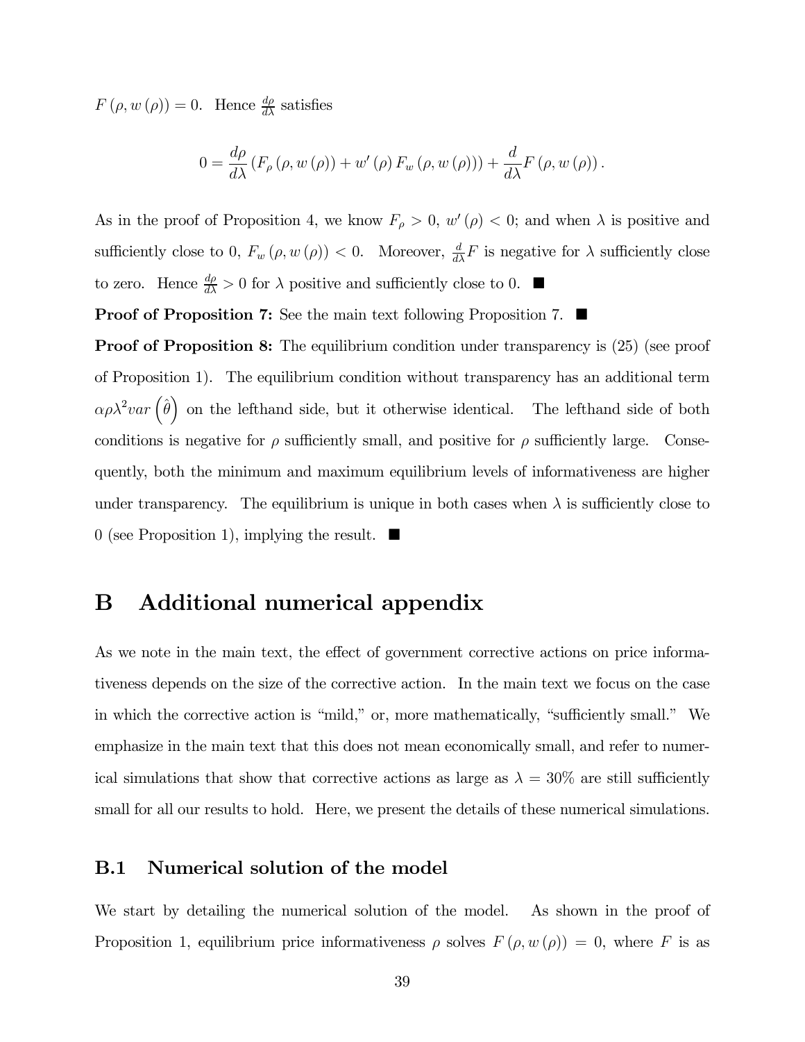$F(\rho, w(\rho)) = 0$. Hence $\frac{d\rho}{d\lambda}$ satisfies

$$0 = \frac{d\rho}{d\lambda}\left(F_\rho(\rho, w(\rho)) + w'(\rho) F_w(\rho, w(\rho))\right) + \frac{d}{d\lambda} F(\rho, w(\rho)).$$

As in the proof of Proposition 4, we know $F_\rho > 0$, $w'(\rho) < 0$; and when $\lambda$ is positive and sufficiently close to 0, $F_w(\rho, w(\rho)) < 0$. Moreover, $\frac{d}{d\lambda} F$ is negative for $\lambda$ sufficiently close to zero. Hence $\frac{d\rho}{d\lambda} > 0$ for $\lambda$ positive and sufficiently close to 0. ■

**Proof of Proposition 7:** See the main text following Proposition 7. ■

**Proof of Proposition 8:** The equilibrium condition under transparency is (25) (see proof of Proposition 1). The equilibrium condition without transparency has an additional term $\alpha\rho\lambda^2 var\left(\hat{\theta}\right)$ on the lefthand side, but it otherwise identical. The lefthand side of both conditions is negative for $\rho$ sufficiently small, and positive for $\rho$ sufficiently large. Consequently, both the minimum and maximum equilibrium levels of informativeness are higher under transparency. The equilibrium is unique in both cases when $\lambda$ is sufficiently close to 0 (see Proposition 1), implying the result. ■

# B Additional numerical appendix

As we note in the main text, the effect of government corrective actions on price informativeness depends on the size of the corrective action. In the main text we focus on the case in which the corrective action is "mild," or, more mathematically, "sufficiently small." We emphasize in the main text that this does not mean economically small, and refer to numerical simulations that show that corrective actions as large as $\lambda = 30\%$ are still sufficiently small for all our results to hold. Here, we present the details of these numerical simulations.

## B.1 Numerical solution of the model

We start by detailing the numerical solution of the model. As shown in the proof of Proposition 1, equilibrium price informativeness $\rho$ solves $F(\rho, w(\rho)) = 0$, where $F$ is as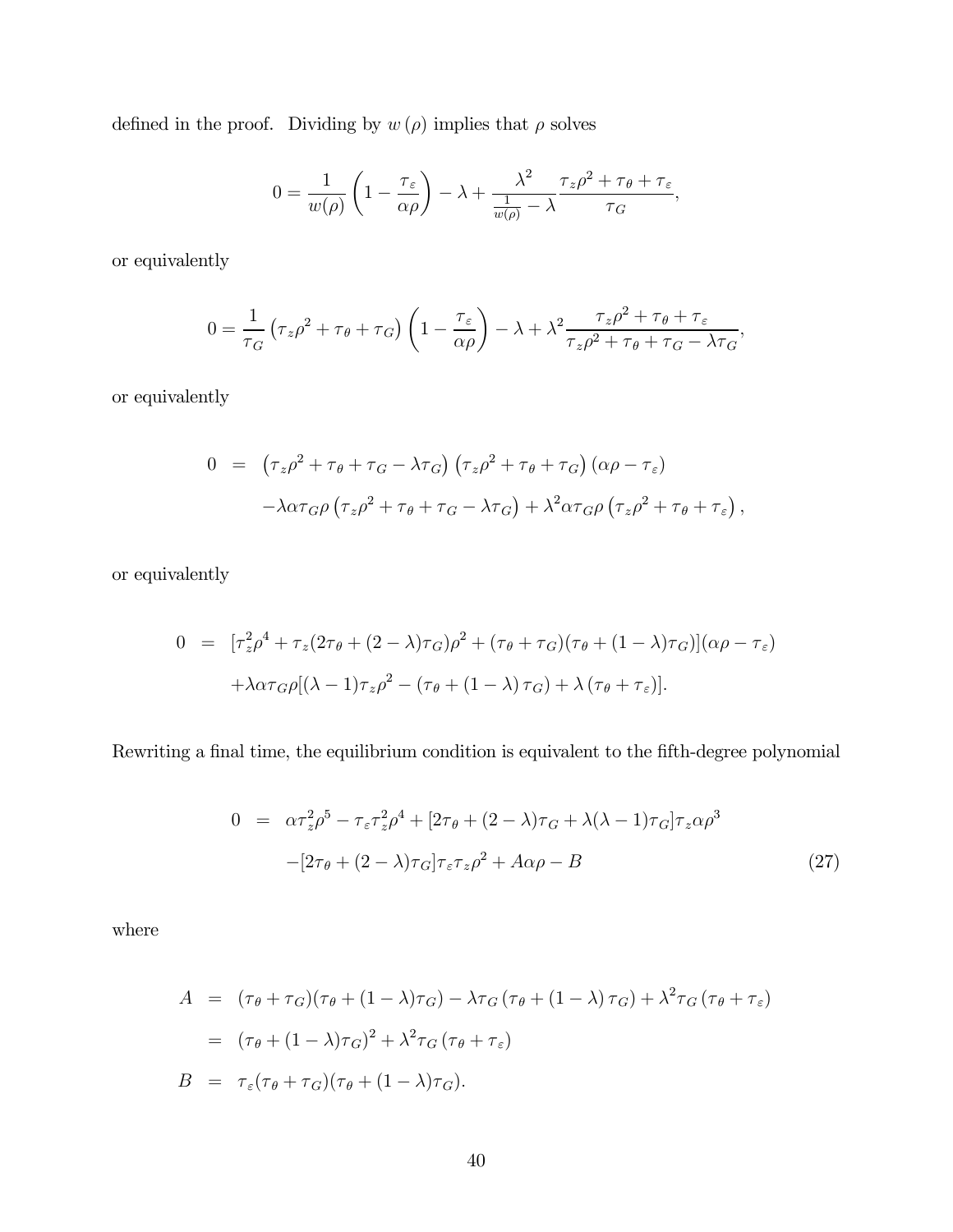defined in the proof. Dividing by $w(\rho)$ implies that $\rho$ solves

$$0 = \frac{1}{w(\rho)} \left(1 - \frac{\tau_\varepsilon}{\alpha\rho}\right) - \lambda + \frac{\lambda^2}{\frac{1}{w(\rho)} - \lambda} \frac{\tau_z \rho^2 + \tau_\theta + \tau_\varepsilon}{\tau_G},$$

or equivalently

$$0 = \frac{1}{\tau_G} \left(\tau_z \rho^2 + \tau_\theta + \tau_G\right) \left(1 - \frac{\tau_\varepsilon}{\alpha\rho}\right) - \lambda + \lambda^2 \frac{\tau_z \rho^2 + \tau_\theta + \tau_\varepsilon}{\tau_z \rho^2 + \tau_\theta + \tau_G - \lambda\tau_G},$$

or equivalently

$$\begin{aligned} 0 &= \left(\tau_z \rho^2 + \tau_\theta + \tau_G - \lambda\tau_G\right)\left(\tau_z \rho^2 + \tau_\theta + \tau_G\right)(\alpha\rho - \tau_\varepsilon) \\ &\quad - \lambda\alpha\tau_G\rho\left(\tau_z \rho^2 + \tau_\theta + \tau_G - \lambda\tau_G\right) + \lambda^2\alpha\tau_G\rho\left(\tau_z\rho^2 + \tau_\theta + \tau_\varepsilon\right), \end{aligned}$$

or equivalently

$$\begin{aligned} 0 &= [\tau_z^2\rho^4 + \tau_z(2\tau_\theta + (2-\lambda)\tau_G)\rho^2 + (\tau_\theta + \tau_G)(\tau_\theta + (1-\lambda)\tau_G)](\alpha\rho - \tau_\varepsilon) \\ &\quad + \lambda\alpha\tau_G\rho[(\lambda - 1)\tau_z\rho^2 - (\tau_\theta + (1-\lambda)\tau_G) + \lambda(\tau_\theta + \tau_\varepsilon)]. \end{aligned}$$

Rewriting a final time, the equilibrium condition is equivalent to the fifth-degree polynomial

$$\begin{aligned} 0 &= \alpha\tau_z^2\rho^5 - \tau_\varepsilon\tau_z^2\rho^4 + [2\tau_\theta + (2-\lambda)\tau_G + \lambda(\lambda-1)\tau_G]\tau_z\alpha\rho^3 \\ &\quad - [2\tau_\theta + (2-\lambda)\tau_G]\tau_\varepsilon\tau_z\rho^2 + A\alpha\rho - B \end{aligned} \tag{27}$$

where

$$\begin{aligned} A &= (\tau_\theta + \tau_G)(\tau_\theta + (1-\lambda)\tau_G) - \lambda\tau_G(\tau_\theta + (1-\lambda)\tau_G) + \lambda^2\tau_G(\tau_\theta + \tau_\varepsilon) \\ &= (\tau_\theta + (1-\lambda)\tau_G)^2 + \lambda^2\tau_G(\tau_\theta + \tau_\varepsilon) \\ B &= \tau_\varepsilon(\tau_\theta + \tau_G)(\tau_\theta + (1-\lambda)\tau_G). \end{aligned}$$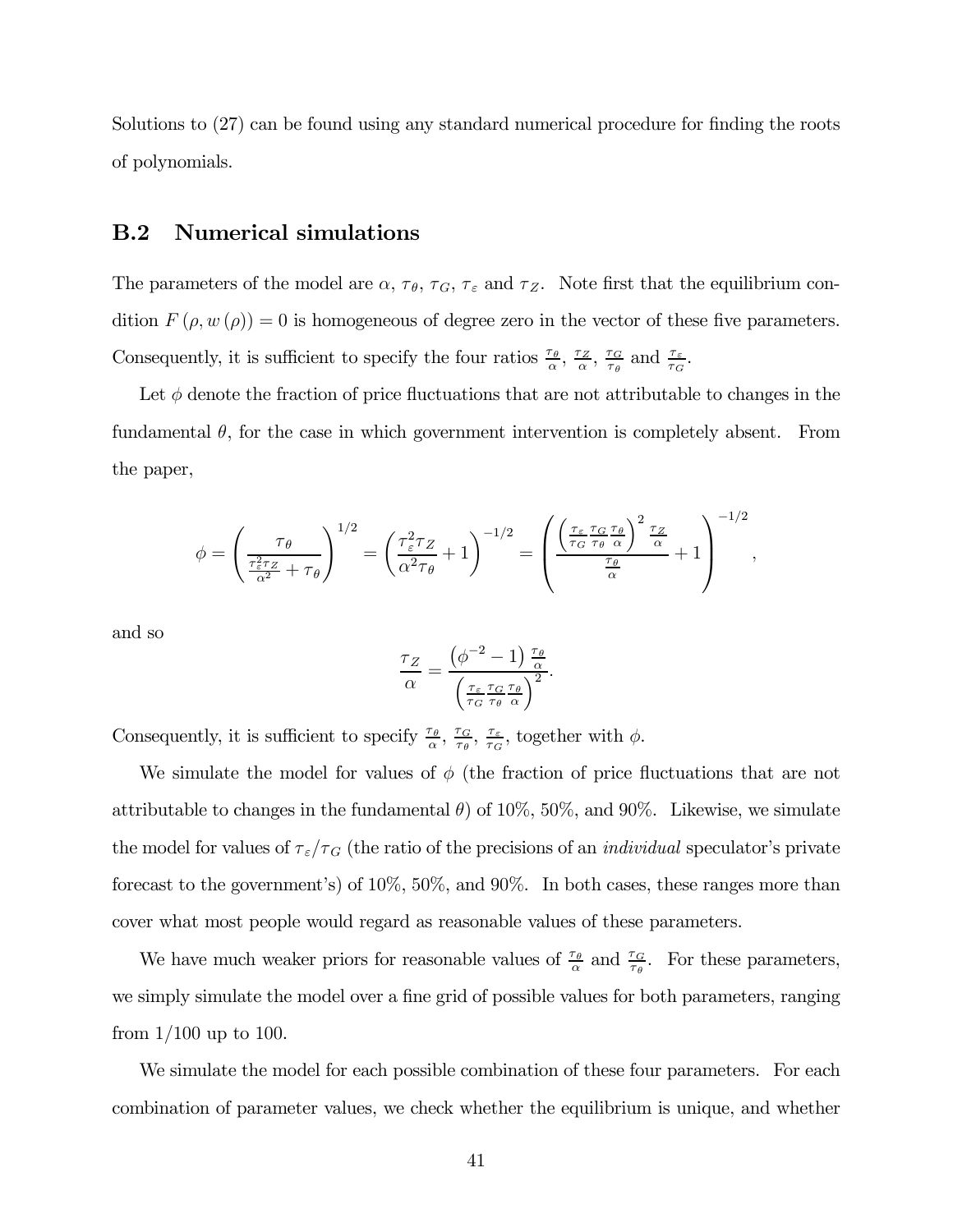Solutions to (27) can be found using any standard numerical procedure for finding the roots of polynomials.

## B.2 Numerical simulations

The parameters of the model are $\alpha$, $\tau_\theta$, $\tau_G$, $\tau_\varepsilon$ and $\tau_Z$. Note first that the equilibrium condition $F(\rho, w(\rho)) = 0$ is homogeneous of degree zero in the vector of these five parameters. Consequently, it is sufficient to specify the four ratios $\frac{\tau_\theta}{\alpha}$, $\frac{\tau_Z}{\alpha}$, $\frac{\tau_G}{\tau_\theta}$ and $\frac{\tau_\varepsilon}{\tau_G}$.

Let $\phi$ denote the fraction of price fluctuations that are not attributable to changes in the fundamental $\theta$, for the case in which government intervention is completely absent. From the paper,

$$\phi = \left( \frac{\tau_\theta}{\frac{\tau_\varepsilon^2 \tau_Z}{\alpha^2} + \tau_\theta} \right)^{1/2} = \left( \frac{\tau_\varepsilon^2 \tau_Z}{\alpha^2 \tau_\theta} + 1 \right)^{-1/2} = \left( \frac{\left( \frac{\tau_\varepsilon}{\tau_G} \frac{\tau_G}{\tau_\theta} \frac{\tau_\theta}{\alpha} \right)^2 \frac{\tau_Z}{\alpha}}{\frac{\tau_\theta}{\alpha}} + 1 \right)^{-1/2},$$

and so

$$\frac{\tau_Z}{\alpha} = \frac{\left(\phi^{-2} - 1\right) \frac{\tau_\theta}{\alpha}}{\left( \frac{\tau_\varepsilon}{\tau_G} \frac{\tau_G}{\tau_\theta} \frac{\tau_\theta}{\alpha} \right)^2}.$$

Consequently, it is sufficient to specify $\frac{\tau_\theta}{\alpha}$, $\frac{\tau_G}{\tau_\theta}$, $\frac{\tau_\varepsilon}{\tau_G}$, together with $\phi$.

We simulate the model for values of $\phi$ (the fraction of price fluctuations that are not attributable to changes in the fundamental $\theta$) of 10%, 50%, and 90%. Likewise, we simulate the model for values of $\tau_\varepsilon / \tau_G$ (the ratio of the precisions of an *individual* speculator's private forecast to the government's) of 10%, 50%, and 90%. In both cases, these ranges more than cover what most people would regard as reasonable values of these parameters.

We have much weaker priors for reasonable values of $\frac{\tau_\theta}{\alpha}$ and $\frac{\tau_G}{\tau_\theta}$. For these parameters, we simply simulate the model over a fine grid of possible values for both parameters, ranging from 1/100 up to 100.

We simulate the model for each possible combination of these four parameters. For each combination of parameter values, we check whether the equilibrium is unique, and whether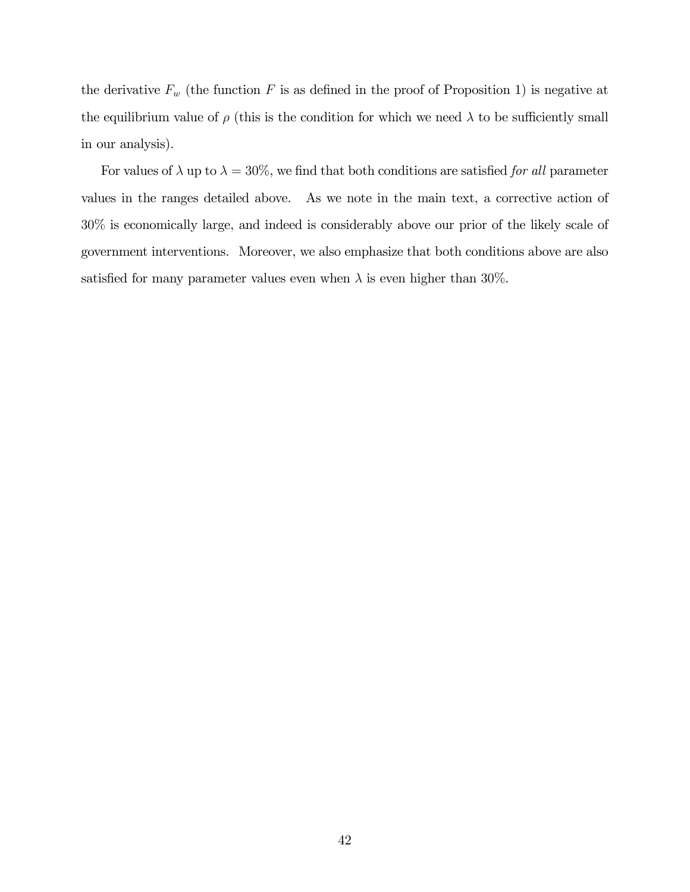the derivative $F_w$ (the function $F$ is as defined in the proof of Proposition 1) is negative at the equilibrium value of $\rho$ (this is the condition for which we need $\lambda$ to be sufficiently small in our analysis).

For values of $\lambda$ up to $\lambda = 30\%$, we find that both conditions are satisfied *for all* parameter values in the ranges detailed above. As we note in the main text, a corrective action of 30% is economically large, and indeed is considerably above our prior of the likely scale of government interventions. Moreover, we also emphasize that both conditions above are also satisfied for many parameter values even when $\lambda$ is even higher than 30%.